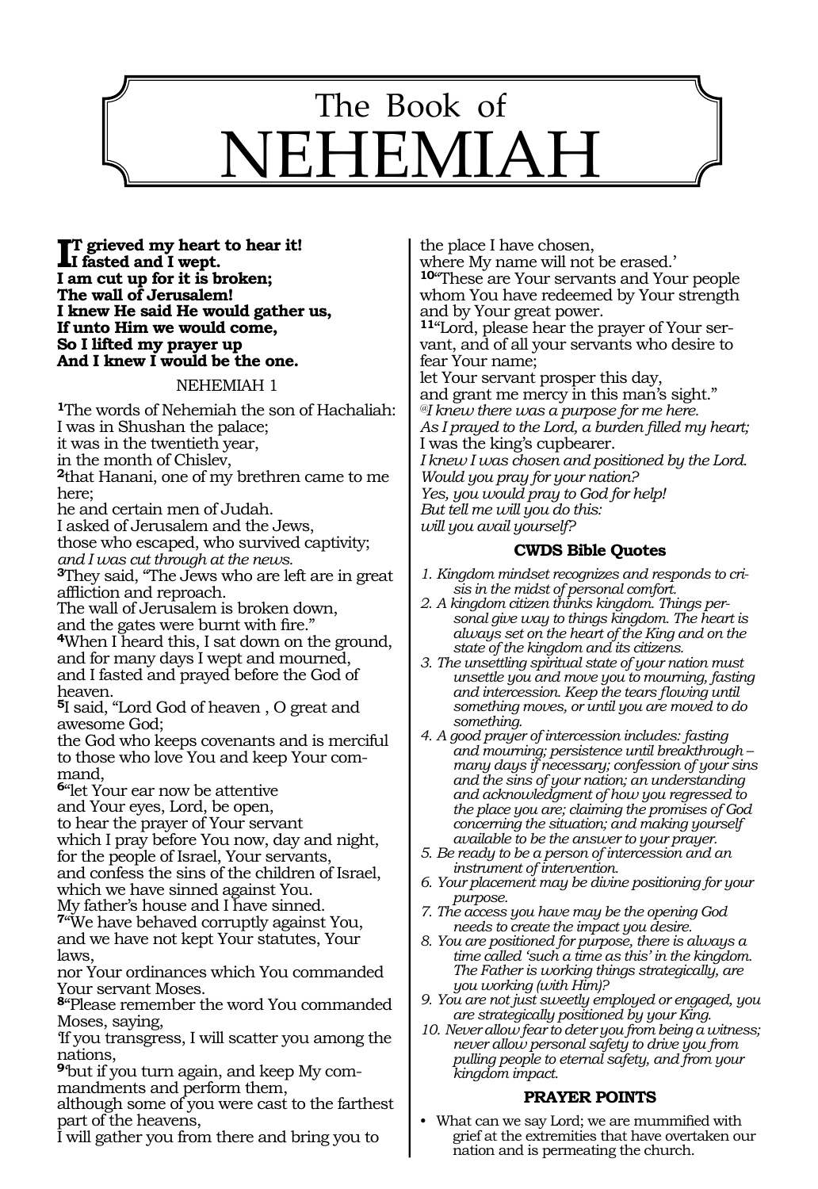# The Book of NEHEMIAH

**IT grieved my heart to hear it!**
**I fasted and I wept.**
**I am cut up for it is broken;**
**The wall of Jerusalem!**
**I knew He said He would gather us,**
**If unto Him we would come,**
**So I lifted my prayer up**
**And I knew I would be the one.**

## NEHEMIAH 1

**1**The words of Nehemiah the son of Hachaliah:
I was in Shushan the palace;
it was in the twentieth year,
in the month of Chislev,
**2**that Hanani, one of my brethren came to me here;
he and certain men of Judah.
I asked of Jerusalem and the Jews,
those who escaped, who survived captivity;
*and I was cut through at the news.*
**3**They said, "The Jews who are left are in great affliction and reproach.
The wall of Jerusalem is broken down,
and the gates were burnt with fire."
**4**When I heard this, I sat down on the ground,
and for many days I wept and mourned,
and I fasted and prayed before the God of heaven.
**5**I said, "Lord God of heaven , O great and awesome God;
the God who keeps covenants and is merciful to those who love You and keep Your command,
**6**"let Your ear now be attentive
and Your eyes, Lord, be open,
to hear the prayer of Your servant
which I pray before You now, day and night,
for the people of Israel, Your servants,
and confess the sins of the children of Israel,
which we have sinned against You.
My father's house and I have sinned.
**7**"We have behaved corruptly against You,
and we have not kept Your statutes, Your laws,
nor Your ordinances which You commanded Your servant Moses.
**8**"Please remember the word You commanded Moses, saying,
'If you transgress, I will scatter you among the nations,
**9**'but if you turn again, and keep My commandments and perform them,
although some of you were cast to the farthest part of the heavens,
I will gather you from there and bring you to the place I have chosen,
where My name will not be erased.'
**10**"These are Your servants and Your people
whom You have redeemed by Your strength
and by Your great power.
**11**"Lord, please hear the prayer of Your servant, and of all your servants who desire to fear Your name;
let Your servant prosper this day,
and grant me mercy in this man's sight."
*@I knew there was a purpose for me here.*
*As I prayed to the Lord, a burden filled my heart;*
I was the king's cupbearer.
*I knew I was chosen and positioned by the Lord.*
*Would you pray for your nation?*
*Yes, you would pray to God for help!*
*But tell me will you do this:*
*will you avail yourself?*

### CWDS Bible Quotes

1. *Kingdom mindset recognizes and responds to crisis in the midst of personal comfort.*
2. *A kingdom citizen thinks kingdom. Things personal give way to things kingdom. The heart is always set on the heart of the King and on the state of the kingdom and its citizens.*
3. *The unsettling spiritual state of your nation must unsettle you and move you to mourning, fasting and intercession. Keep the tears flowing until something moves, or until you are moved to do something.*
4. *A good prayer of intercession includes: fasting and mourning; persistence until breakthrough – many days if necessary; confession of your sins and the sins of your nation; an understanding and acknowledgment of how you regressed to the place you are; claiming the promises of God concerning the situation; and making yourself available to be the answer to your prayer.*
5. *Be ready to be a person of intercession and an instrument of intervention.*
6. *Your placement may be divine positioning for your purpose.*
7. *The access you have may be the opening God needs to create the impact you desire.*
8. *You are positioned for purpose, there is always a time called 'such a time as this' in the kingdom. The Father is working things strategically, are you working (with Him)?*
9. *You are not just sweetly employed or engaged, you are strategically positioned by your King.*
10. *Never allow fear to deter you from being a witness; never allow personal safety to drive you from pulling people to eternal safety, and from your kingdom impact.*

### PRAYER POINTS

- What can we say Lord; we are mummified with grief at the extremities that have overtaken our nation and is permeating the church.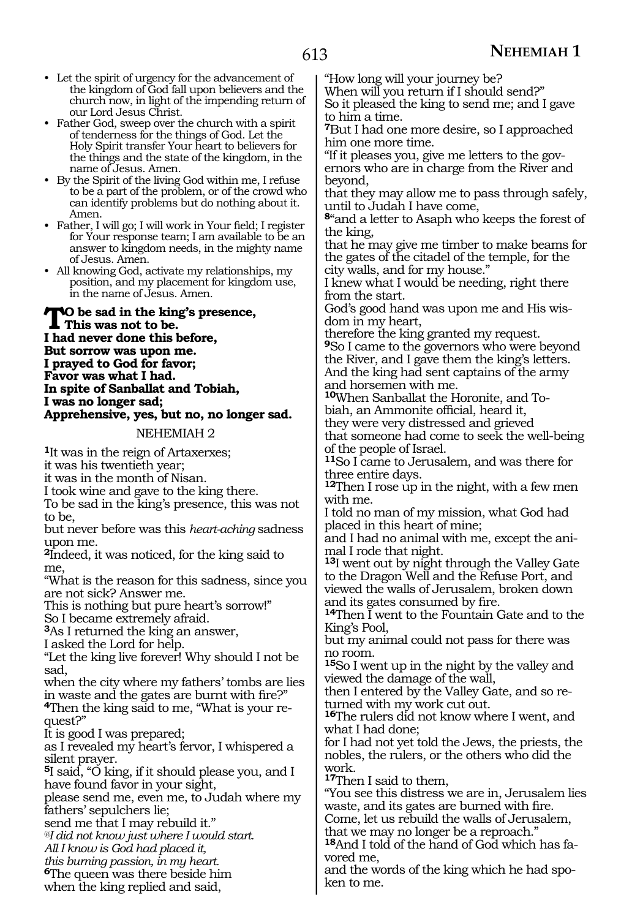- Let the spirit of urgency for the advancement of the kingdom of God fall upon believers and the church now, in light of the impending return of our Lord Jesus Christ.
- Father God, sweep over the church with a spirit of tenderness for the things of God. Let the Holy Spirit transfer Your heart to believers for the things and the state of the kingdom, in the name of Jesus. Amen.
- By the Spirit of the living God within me, I refuse to be a part of the problem, or of the crowd who can identify problems but do nothing about it. Amen.
- Father, I will go; I will work in Your field; I register for Your response team; I am available to be an answer to kingdom needs, in the mighty name of Jesus. Amen.
- All knowing God, activate my relationships, my position, and my placement for kingdom use, in the name of Jesus. Amen.

**To be sad in the king's presence,**
**This was not to be.**
**I had never done this before,**
**But sorrow was upon me.**
**I prayed to God for favor;**
**Favor was what I had.**
**In spite of Sanballat and Tobiah,**
**I was no longer sad;**
**Apprehensive, yes, but no, no longer sad.**

NEHEMIAH 2

**1**It was in the reign of Artaxerxes;
it was his twentieth year;
it was in the month of Nisan.
I took wine and gave to the king there.
To be sad in the king's presence, this was not to be,
but never before was this *heart-aching* sadness upon me.
**2**Indeed, it was noticed, for the king said to me,
"What is the reason for this sadness, since you are not sick? Answer me.
This is nothing but pure heart's sorrow!"
So I became extremely afraid.
**3**As I returned the king an answer,
I asked the Lord for help.
"Let the king live forever! Why should I not be sad,
when the city where my fathers' tombs are lies in waste and the gates are burnt with fire?"
**4**Then the king said to me, "What is your request?"
It is good I was prepared;
as I revealed my heart's fervor, I whispered a silent prayer.
**5**I said, "O king, if it should please you, and I have found favor in your sight,
please send me, even me, to Judah where my fathers' sepulchers lie;
send me that I may rebuild it."
*@I did not know just where I would start.*
*All I know is God had placed it,*
*this burning passion, in my heart.*
**6**The queen was there beside him
when the king replied and said,
"How long will your journey be?
When will you return if I should send?"
So it pleased the king to send me; and I gave to him a time.
**7**But I had one more desire, so I approached him one more time.
"If it pleases you, give me letters to the governors who are in charge from the River and beyond,
that they may allow me to pass through safely, until to Judah I have come,
**8**"and a letter to Asaph who keeps the forest of the king,
that he may give me timber to make beams for the gates of the citadel of the temple, for the city walls, and for my house."
I knew what I would be needing, right there from the start.
God's good hand was upon me and His wisdom in my heart,
therefore the king granted my request.
**9**So I came to the governors who were beyond the River, and I gave them the king's letters.
And the king had sent captains of the army and horsemen with me.
**10**When Sanballat the Horonite, and Tobiah, an Ammonite official, heard it,
they were very distressed and grieved
that someone had come to seek the well-being of the people of Israel.
**11**So I came to Jerusalem, and was there for three entire days.
**12**Then I rose up in the night, with a few men with me.
I told no man of my mission, what God had placed in this heart of mine;
and I had no animal with me, except the animal I rode that night.
**13**I went out by night through the Valley Gate to the Dragon Well and the Refuse Port, and viewed the walls of Jerusalem, broken down and its gates consumed by fire.
**14**Then I went to the Fountain Gate and to the King's Pool,
but my animal could not pass for there was no room.
**15**So I went up in the night by the valley and viewed the damage of the wall,
then I entered by the Valley Gate, and so returned with my work cut out.
**16**The rulers did not know where I went, and what I had done;
for I had not yet told the Jews, the priests, the nobles, the rulers, or the others who did the work.
**17**Then I said to them,
"You see this distress we are in, Jerusalem lies waste, and its gates are burned with fire.
Come, let us rebuild the walls of Jerusalem,
that we may no longer be a reproach."
**18**And I told of the hand of God which has favored me,
and the words of the king which he had spoken to me.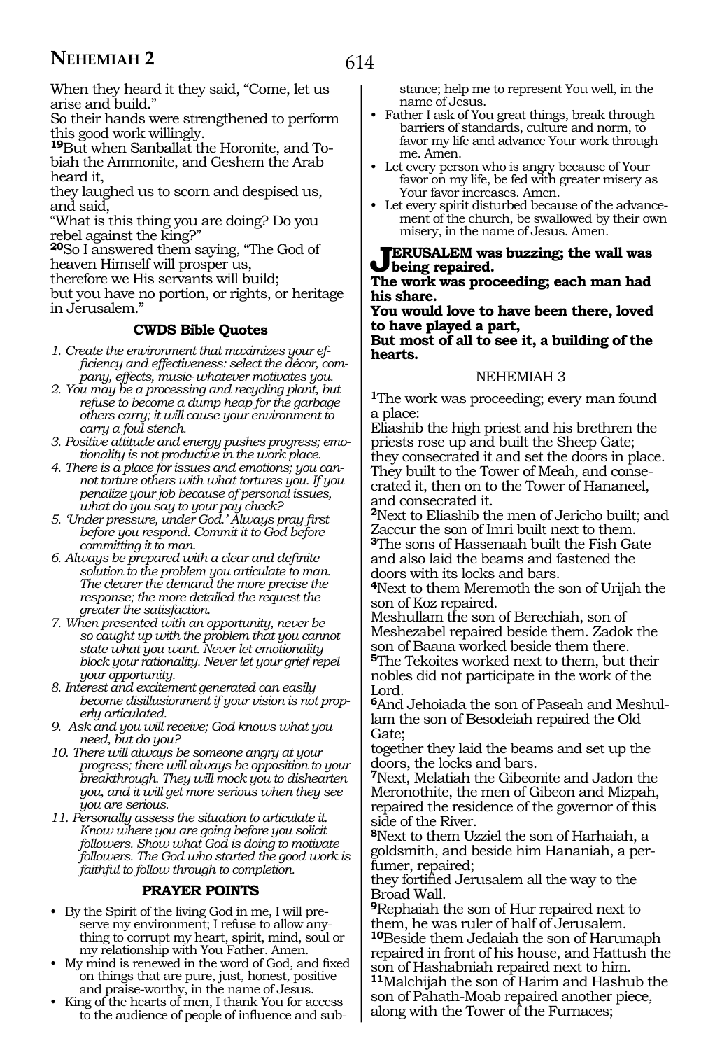When they heard it they said, "Come, let us arise and build."

So their hands were strengthened to perform this good work willingly.

**19**But when Sanballat the Horonite, and Tobiah the Ammonite, and Geshem the Arab heard it,

they laughed us to scorn and despised us, and said,

"What is this thing you are doing? Do you rebel against the king?"

**20**So I answered them saying, "The God of heaven Himself will prosper us,

therefore we His servants will build;

but you have no portion, or rights, or heritage in Jerusalem."

### CWDS Bible Quotes

1. *Create the environment that maximizes your efficiency and effectiveness: select the décor, company, effects, music- whatever motivates you.*
2. *You may be a processing and recycling plant, but refuse to become a dump heap for the garbage others carry; it will cause your environment to carry a foul stench.*
3. *Positive attitude and energy pushes progress; emotionality is not productive in the work place.*
4. *There is a place for issues and emotions; you cannot torture others with what tortures you. If you penalize your job because of personal issues, what do you say to your pay check?*
5. *'Under pressure, under God.' Always pray first before you respond. Commit it to God before committing it to man.*
6. *Always be prepared with a clear and definite solution to the problem you articulate to man. The clearer the demand the more precise the response; the more detailed the request the greater the satisfaction.*
7. *When presented with an opportunity, never be so caught up with the problem that you cannot state what you want. Never let emotionality block your rationality. Never let your grief repel your opportunity.*
8. *Interest and excitement generated can easily become disillusionment if your vision is not properly articulated.*
9. *Ask and you will receive; God knows what you need, but do you?*
10. *There will always be someone angry at your progress; there will always be opposition to your breakthrough. They will mock you to dishearten you, and it will get more serious when they see you are serious.*
11. *Personally assess the situation to articulate it. Know where you are going before you solicit followers. Show what God is doing to motivate followers. The God who started the good work is faithful to follow through to completion.*

### PRAYER POINTS

- By the Spirit of the living God in me, I will preserve my environment; I refuse to allow anything to corrupt my heart, spirit, mind, soul or my relationship with You Father. Amen.
- My mind is renewed in the word of God, and fixed on things that are pure, just, honest, positive and praise-worthy, in the name of Jesus.
- King of the hearts of men, I thank You for access to the audience of people of influence and substance; help me to represent You well, in the name of Jesus.
- Father I ask of You great things, break through barriers of standards, culture and norm, to favor my life and advance Your work through me. Amen.
- Let every person who is angry because of Your favor on my life, be fed with greater misery as Your favor increases. Amen.
- Let every spirit disturbed because of the advancement of the church, be swallowed by their own misery, in the name of Jesus. Amen.

**JERUSALEM was buzzing; the wall was being repaired.**
**The work was proceeding; each man had his share.**
**You would love to have been there, loved to have played a part,**
**But most of all to see it, a building of the hearts.**

## NEHEMIAH 3

**1**The work was proceeding; every man found a place:

Eliashib the high priest and his brethren the priests rose up and built the Sheep Gate; they consecrated it and set the doors in place. They built to the Tower of Meah, and consecrated it, then on to the Tower of Hananeel, and consecrated it.

**2**Next to Eliashib the men of Jericho built; and Zaccur the son of Imri built next to them.

**3**The sons of Hassenaah built the Fish Gate and also laid the beams and fastened the doors with its locks and bars.

**4**Next to them Meremoth the son of Urijah the son of Koz repaired.

Meshullam the son of Berechiah, son of Meshezabel repaired beside them. Zadok the son of Baana worked beside them there.

**5**The Tekoites worked next to them, but their nobles did not participate in the work of the Lord.

**6**And Jehoiada the son of Paseah and Meshullam the son of Besodeiah repaired the Old Gate;

together they laid the beams and set up the doors, the locks and bars.

**7**Next, Melatiah the Gibeonite and Jadon the Meronothite, the men of Gibeon and Mizpah, repaired the residence of the governor of this side of the River.

**8**Next to them Uzziel the son of Harhaiah, a goldsmith, and beside him Hananiah, a perfumer, repaired;

they fortified Jerusalem all the way to the Broad Wall.

**9**Rephaiah the son of Hur repaired next to them, he was ruler of half of Jerusalem.

**10**Beside them Jedaiah the son of Harumaph repaired in front of his house, and Hattush the son of Hashabniah repaired next to him.

**11**Malchijah the son of Harim and Hashub the son of Pahath-Moab repaired another piece, along with the Tower of the Furnaces;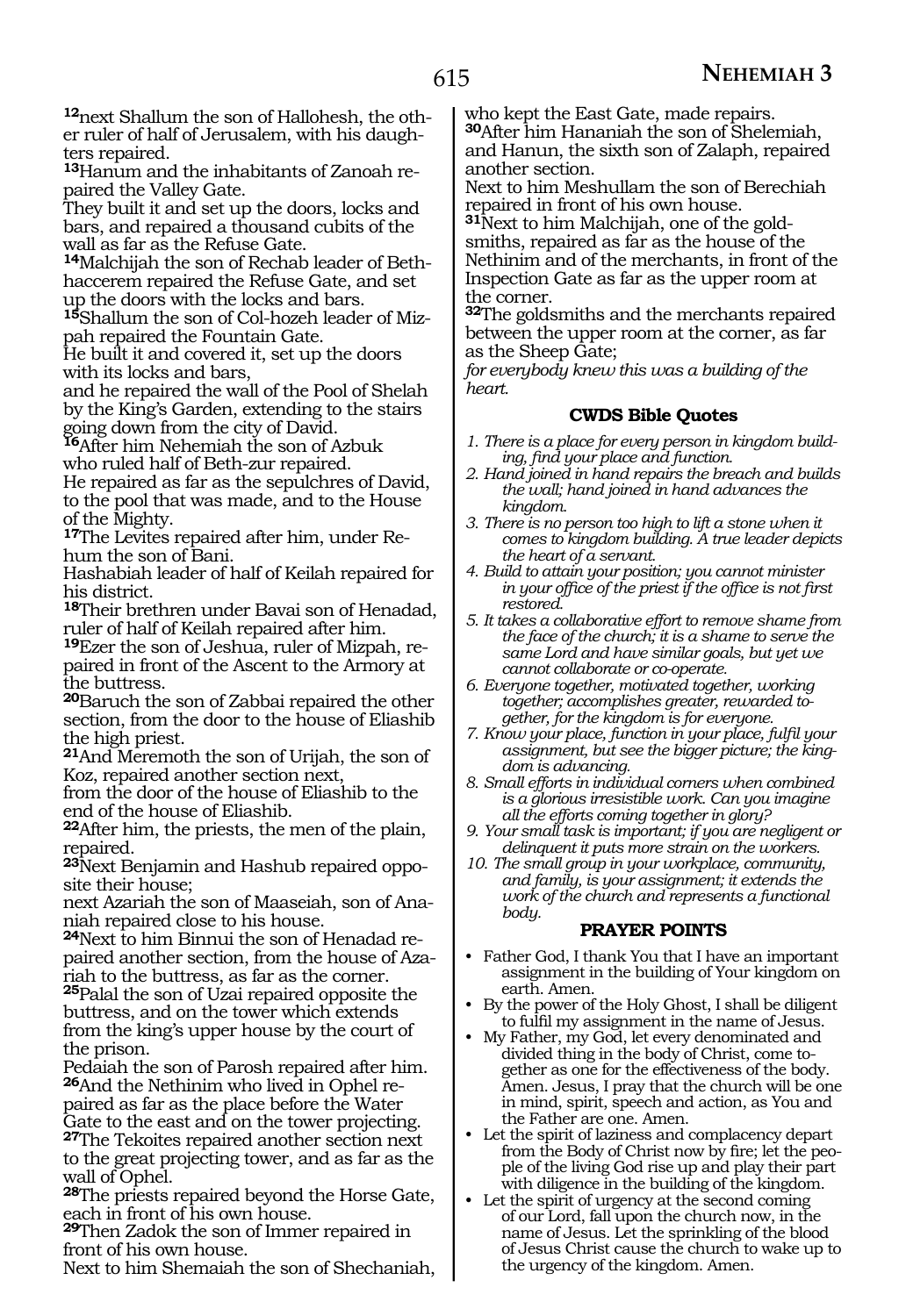[12]next Shallum the son of Hallohesh, the other ruler of half of Jerusalem, with his daughters repaired.

[13]Hanum and the inhabitants of Zanoah repaired the Valley Gate.
They built it and set up the doors, locks and bars, and repaired a thousand cubits of the wall as far as the Refuse Gate.

[14]Malchijah the son of Rechab leader of Beth-haccerem repaired the Refuse Gate, and set up the doors with the locks and bars.

[15]Shallum the son of Col-hozeh leader of Mizpah repaired the Fountain Gate.
He built it and covered it, set up the doors with its locks and bars,
and he repaired the wall of the Pool of Shelah by the King's Garden, extending to the stairs going down from the city of David.

[16]After him Nehemiah the son of Azbuk who ruled half of Beth-zur repaired.
He repaired as far as the sepulchres of David, to the pool that was made, and to the House of the Mighty.

[17]The Levites repaired after him, under Rehum the son of Bani.
Hashabiah leader of half of Keilah repaired for his district.

[18]Their brethren under Bavai son of Henadad, ruler of half of Keilah repaired after him.

[19]Ezer the son of Jeshua, ruler of Mizpah, repaired in front of the Ascent to the Armory at the buttress.

[20]Baruch the son of Zabbai repaired the other section, from the door to the house of Eliashib the high priest.

[21]And Meremoth the son of Urijah, the son of Koz, repaired another section next,
from the door of the house of Eliashib to the end of the house of Eliashib.

[22]After him, the priests, the men of the plain, repaired.

[23]Next Benjamin and Hashub repaired opposite their house;
next Azariah the son of Maaseiah, son of Ananiah repaired close to his house.

[24]Next to him Binnui the son of Henadad repaired another section, from the house of Azariah to the buttress, as far as the corner.

[25]Palal the son of Uzai repaired opposite the buttress, and on the tower which extends from the king's upper house by the court of the prison.
Pedaiah the son of Parosh repaired after him.

[26]And the Nethinim who lived in Ophel repaired as far as the place before the Water Gate to the east and on the tower projecting.

[27]The Tekoites repaired another section next to the great projecting tower, and as far as the wall of Ophel.

[28]The priests repaired beyond the Horse Gate, each in front of his own house.

[29]Then Zadok the son of Immer repaired in front of his own house.
Next to him Shemaiah the son of Shechaniah, who kept the East Gate, made repairs.

[30]After him Hananiah the son of Shelemiah, and Hanun, the sixth son of Zalaph, repaired another section.
Next to him Meshullam the son of Berechiah repaired in front of his own house.

[31]Next to him Malchijah, one of the goldsmiths, repaired as far as the house of the Nethinim and of the merchants, in front of the Inspection Gate as far as the upper room at the corner.

[32]The goldsmiths and the merchants repaired between the upper room at the corner, as far as the Sheep Gate;
*for everybody knew this was a building of the heart.*

### CWDS Bible Quotes

1. *There is a place for every person in kingdom building, find your place and function.*
2. *Hand joined in hand repairs the breach and builds the wall; hand joined in hand advances the kingdom.*
3. *There is no person too high to lift a stone when it comes to kingdom building. A true leader depicts the heart of a servant.*
4. *Build to attain your position; you cannot minister in your office of the priest if the office is not first restored.*
5. *It takes a collaborative effort to remove shame from the face of the church; it is a shame to serve the same Lord and have similar goals, but yet we cannot collaborate or co-operate.*
6. *Everyone together, motivated together, working together; accomplishes greater, rewarded together, for the kingdom is for everyone.*
7. *Know your place, function in your place, fulfil your assignment, but see the bigger picture; the kingdom is advancing.*
8. *Small efforts in individual corners when combined is a glorious irresistible work. Can you imagine all the efforts coming together in glory?*
9. *Your small task is important; if you are negligent or delinquent it puts more strain on the workers.*
10. *The small group in your workplace, community, and family, is your assignment; it extends the work of the church and represents a functional body.*

### PRAYER POINTS

- Father God, I thank You that I have an important assignment in the building of Your kingdom on earth. Amen.
- By the power of the Holy Ghost, I shall be diligent to fulfil my assignment in the name of Jesus.
- My Father, my God, let every denominated and divided thing in the body of Christ, come together as one for the effectiveness of the body. Amen. Jesus, I pray that the church will be one in mind, spirit, speech and action, as You and the Father are one. Amen.
- Let the spirit of laziness and complacency depart from the Body of Christ now by fire; let the people of the living God rise up and play their part with diligence in the building of the kingdom.
- Let the spirit of urgency at the second coming of our Lord, fall upon the church now, in the name of Jesus. Let the sprinkling of the blood of Jesus Christ cause the church to wake up to the urgency of the kingdom. Amen.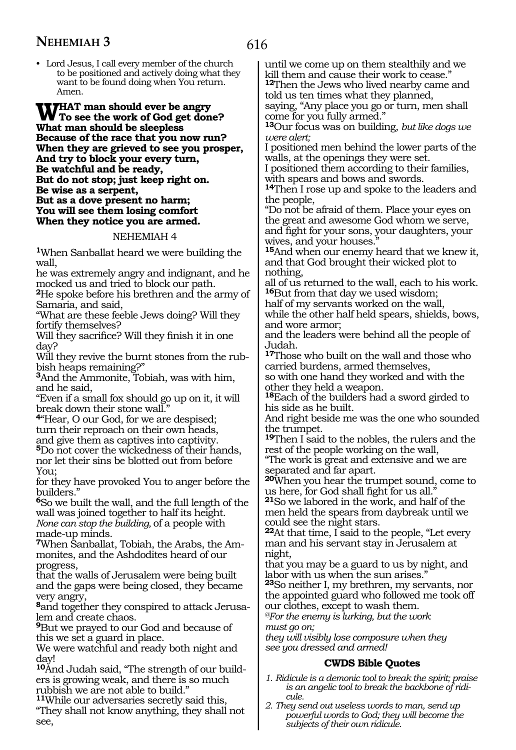- Lord Jesus, I call every member of the church to be positioned and actively doing what they want to be found doing when You return. Amen.

**WHAT man should ever be angry**
**To see the work of God get done?**
**What man should be sleepless**
**Because of the race that you now run?**
**When they are grieved to see you prosper,**
**And try to block your every turn,**
**Be watchful and be ready,**
**But do not stop; just keep right on.**
**Be wise as a serpent,**
**But as a dove present no harm;**
**You will see them losing comfort**
**When they notice you are armed.**

NEHEMIAH 4

1When Sanballat heard we were building the wall,
he was extremely angry and indignant, and he mocked us and tried to block our path.
2He spoke before his brethren and the army of Samaria, and said,
"What are these feeble Jews doing? Will they fortify themselves?
Will they sacrifice? Will they finish it in one day?
Will they revive the burnt stones from the rubbish heaps remaining?"
3And the Ammonite, Tobiah, was with him, and he said,
"Even if a small fox should go up on it, it will break down their stone wall."
4"Hear, O our God, for we are despised;
turn their reproach on their own heads,
and give them as captives into captivity.
5Do not cover the wickedness of their hands,
nor let their sins be blotted out from before You;
for they have provoked You to anger before the builders."
6So we built the wall, and the full length of the wall was joined together to half its height.
*None can stop the building,* of a people with made-up minds.
7When Sanballat, Tobiah, the Arabs, the Ammonites, and the Ashdodites heard of our progress,
that the walls of Jerusalem were being built and the gaps were being closed, they became very angry,
8and together they conspired to attack Jerusalem and create chaos.
9But we prayed to our God and because of this we set a guard in place.
We were watchful and ready both night and day!
10And Judah said, "The strength of our builders is growing weak, and there is so much rubbish we are not able to build."
11While our adversaries secretly said this,
"They shall not know anything, they shall not see,
until we come up on them stealthily and we kill them and cause their work to cease."
12Then the Jews who lived nearby came and told us ten times what they planned,
saying, "Any place you go or turn, men shall come for you fully armed."
13Our focus was on building, *but like dogs we were alert;*
I positioned men behind the lower parts of the walls, at the openings they were set.
I positioned them according to their families, with spears and bows and swords.
14Then I rose up and spoke to the leaders and the people,
"Do not be afraid of them. Place your eyes on the great and awesome God whom we serve,
and fight for your sons, your daughters, your wives, and your houses."
15And when our enemy heard that we knew it,
and that God brought their wicked plot to nothing,
all of us returned to the wall, each to his work.
16But from that day we used wisdom;
half of my servants worked on the wall,
while the other half held spears, shields, bows, and wore armor;
and the leaders were behind all the people of Judah.
17Those who built on the wall and those who carried burdens, armed themselves,
so with one hand they worked and with the other they held a weapon.
18Each of the builders had a sword girded to his side as he built.
And right beside me was the one who sounded the trumpet.
19Then I said to the nobles, the rulers and the rest of the people working on the wall,
"The work is great and extensive and we are separated and far apart.
20When you hear the trumpet sound, come to us here, for God shall fight for us all."
21So we labored in the work, and half of the men held the spears from daybreak until we could see the night stars.
22At that time, I said to the people, "Let every man and his servant stay in Jerusalem at night,
that you may be a guard to us by night, and labor with us when the sun arises."
23So neither I, my brethren, my servants, nor the appointed guard who followed me took off our clothes, except to wash them.
*@For the enemy is lurking, but the work must go on;*
*they will visibly lose composure when they see you dressed and armed!*

### CWDS Bible Quotes

1. *Ridicule is a demonic tool to break the spirit; praise is an angelic tool to break the backbone of ridicule.*
2. *They send out useless words to man, send up powerful words to God; they will become the subjects of their own ridicule.*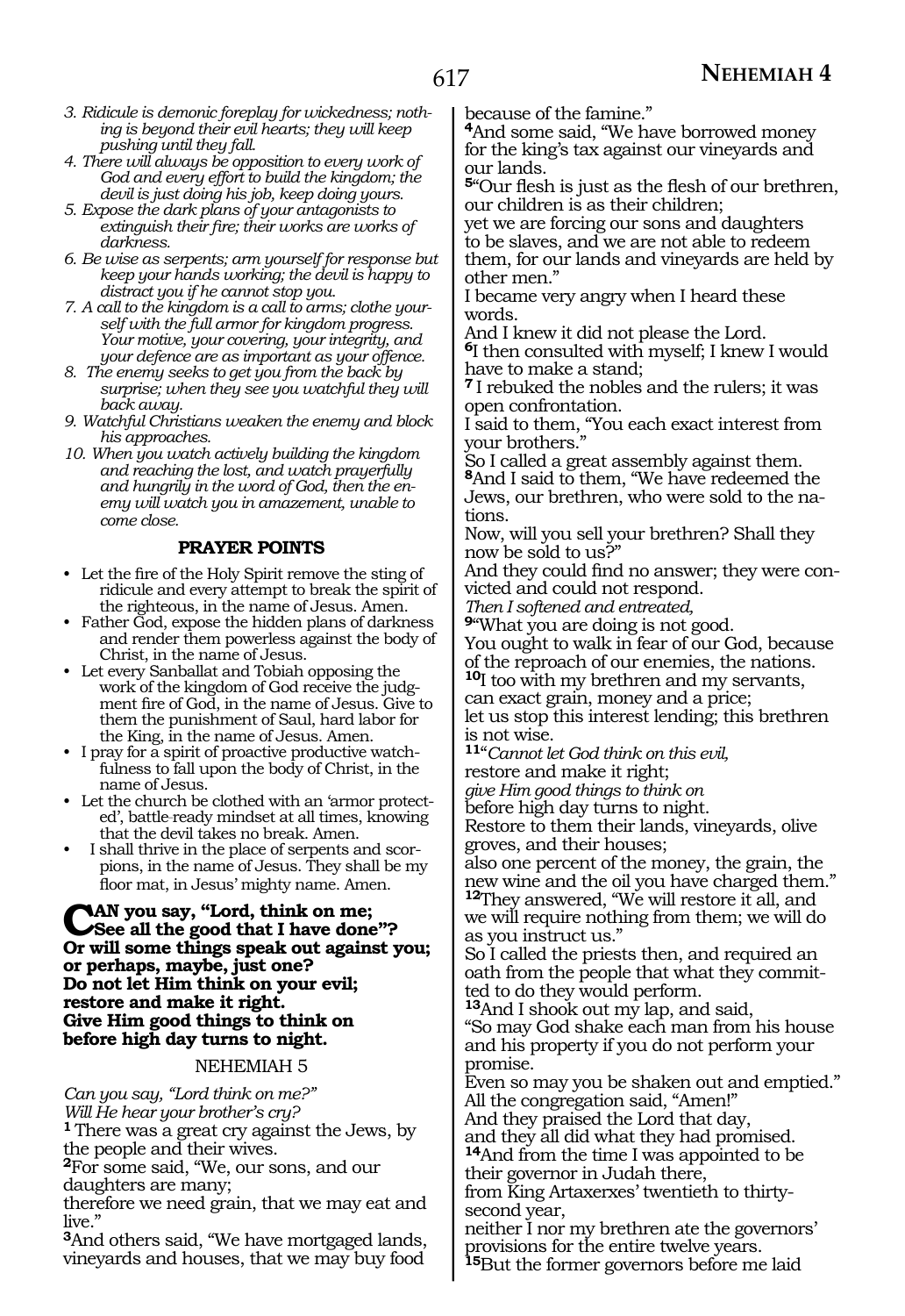3. *Ridicule is demonic foreplay for wickedness; nothing is beyond their evil hearts; they will keep pushing until they fall.*
4. *There will always be opposition to every work of God and every effort to build the kingdom; the devil is just doing his job, keep doing yours.*
5. *Expose the dark plans of your antagonists to extinguish their fire; their works are works of darkness.*
6. *Be wise as serpents; arm yourself for response but keep your hands working; the devil is happy to distract you if he cannot stop you.*
7. *A call to the kingdom is a call to arms; clothe yourself with the full armor for kingdom progress. Your motive, your covering, your integrity, and your defence are as important as your offence.*
8. *The enemy seeks to get you from the back by surprise; when they see you watchful they will back away.*
9. *Watchful Christians weaken the enemy and block his approaches.*
10. *When you watch actively building the kingdom and reaching the lost, and watch prayerfully and hungrily in the word of God, then the enemy will watch you in amazement, unable to come close.*

**PRAYER POINTS**

- Let the fire of the Holy Spirit remove the sting of ridicule and every attempt to break the spirit of the righteous, in the name of Jesus. Amen.
- Father God, expose the hidden plans of darkness and render them powerless against the body of Christ, in the name of Jesus.
- Let every Sanballat and Tobiah opposing the work of the kingdom of God receive the judgment fire of God, in the name of Jesus. Give to them the punishment of Saul, hard labor for the King, in the name of Jesus. Amen.
- I pray for a spirit of proactive productive watchfulness to fall upon the body of Christ, in the name of Jesus.
- Let the church be clothed with an 'armor protected', battle-ready mindset at all times, knowing that the devil takes no break. Amen.
- I shall thrive in the place of serpents and scorpions, in the name of Jesus. They shall be my floor mat, in Jesus' mighty name. Amen.

**CAN you say, "Lord, think on me;**
**See all the good that I have done"?**
**Or will some things speak out against you;**
**or perhaps, maybe, just one?**
**Do not let Him think on your evil;**
**restore and make it right.**
**Give Him good things to think on**
**before high day turns to night.**

NEHEMIAH 5

*Can you say, "Lord think on me?"*
*Will He hear your brother's cry?*

**1** There was a great cry against the Jews, by the people and their wives.
**2**For some said, "We, our sons, and our daughters are many;
therefore we need grain, that we may eat and live."
**3**And others said, "We have mortgaged lands, vineyards and houses, that we may buy food because of the famine."
**4**And some said, "We have borrowed money for the king's tax against our vineyards and our lands.
**5**"Our flesh is just as the flesh of our brethren, our children is as their children;
yet we are forcing our sons and daughters to be slaves, and we are not able to redeem them, for our lands and vineyards are held by other men."
I became very angry when I heard these words.
And I knew it did not please the Lord.
**6**I then consulted with myself; I knew I would have to make a stand;
**7** I rebuked the nobles and the rulers; it was open confrontation.
I said to them, "You each exact interest from your brothers."
So I called a great assembly against them.
**8**And I said to them, "We have redeemed the Jews, our brethren, who were sold to the nations.
Now, will you sell your brethren? Shall they now be sold to us?"
And they could find no answer; they were convicted and could not respond.
*Then I softened and entreated,*
**9**"What you are doing is not good.
You ought to walk in fear of our God, because of the reproach of our enemies, the nations.
**10**I too with my brethren and my servants, can exact grain, money and a price;
let us stop this interest lending; this brethren is not wise.
**11**"*Cannot let God think on this evil,*
restore and make it right;
*give Him good things to think on*
before high day turns to night.
Restore to them their lands, vineyards, olive groves, and their houses;
also one percent of the money, the grain, the new wine and the oil you have charged them."
**12**They answered, "We will restore it all, and we will require nothing from them; we will do as you instruct us."
So I called the priests then, and required an oath from the people that what they committed to do they would perform.
**13**And I shook out my lap, and said,
"So may God shake each man from his house and his property if you do not perform your promise.
Even so may you be shaken out and emptied."
All the congregation said, "Amen!"
And they praised the Lord that day,
and they all did what they had promised.
**14**And from the time I was appointed to be their governor in Judah there,
from King Artaxerxes' twentieth to thirty-second year,
neither I nor my brethren ate the governors' provisions for the entire twelve years.
**15**But the former governors before me laid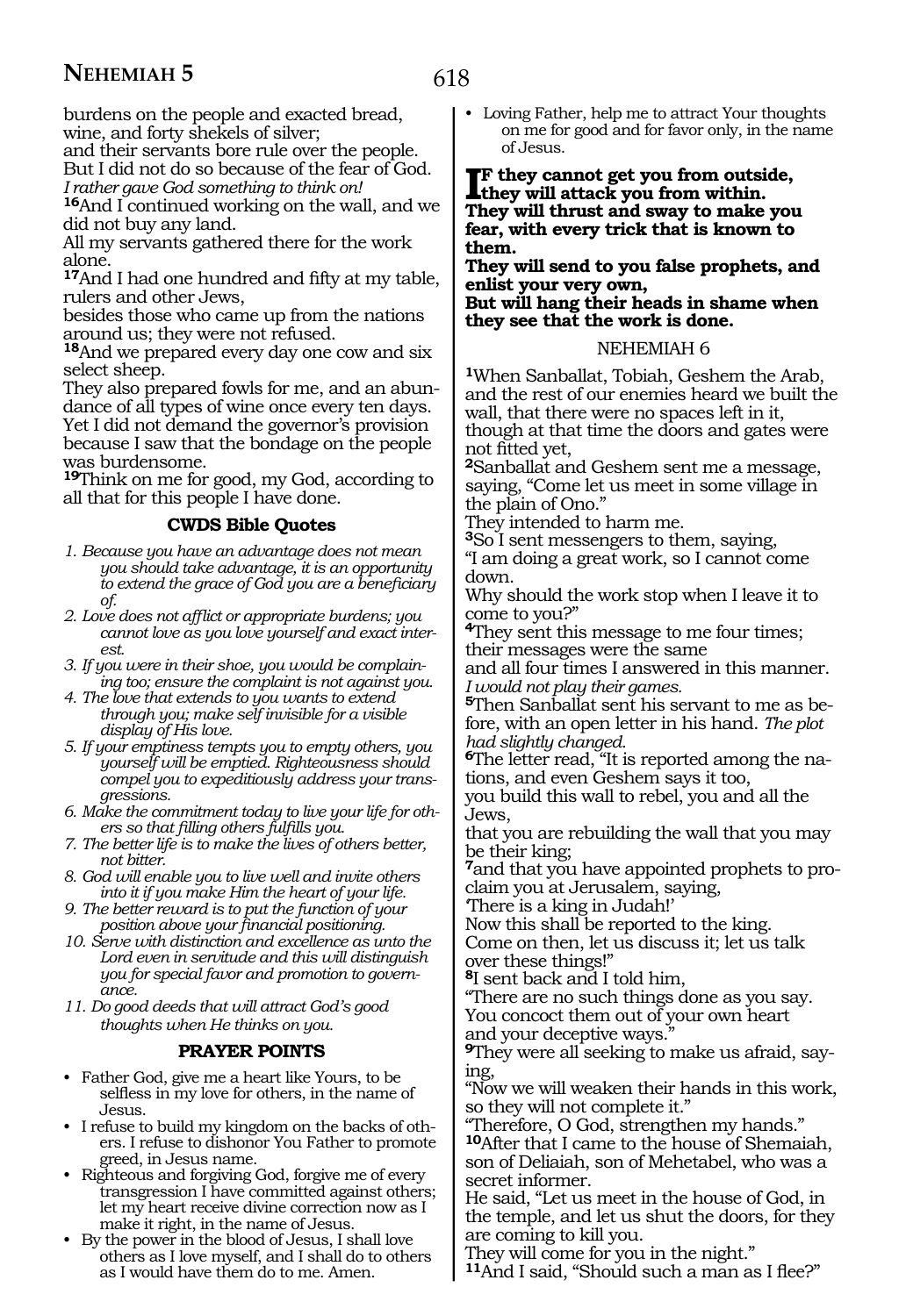burdens on the people and exacted bread, wine, and forty shekels of silver;
and their servants bore rule over the people.
But I did not do so because of the fear of God.
*I rather gave God something to think on!*

**16**And I continued working on the wall, and we did not buy any land.
All my servants gathered there for the work alone.

**17**And I had one hundred and fifty at my table, rulers and other Jews,
besides those who came up from the nations around us; they were not refused.

**18**And we prepared every day one cow and six select sheep.
They also prepared fowls for me, and an abundance of all types of wine once every ten days.
Yet I did not demand the governor's provision because I saw that the bondage on the people was burdensome.

**19**Think on me for good, my God, according to all that for this people I have done.

### CWDS Bible Quotes

1. *Because you have an advantage does not mean you should take advantage, it is an opportunity to extend the grace of God you are a beneficiary of.*
2. *Love does not afflict or appropriate burdens; you cannot love as you love yourself and exact interest.*
3. *If you were in their shoe, you would be complaining too; ensure the complaint is not against you.*
4. *The love that extends to you wants to extend through you; make self invisible for a visible display of His love.*
5. *If your emptiness tempts you to empty others, you yourself will be emptied. Righteousness should compel you to expeditiously address your transgressions.*
6. *Make the commitment today to live your life for others so that filling others fulfills you.*
7. *The better life is to make the lives of others better, not bitter.*
8. *God will enable you to live well and invite others into it if you make Him the heart of your life.*
9. *The better reward is to put the function of your position above your financial positioning.*
10. *Serve with distinction and excellence as unto the Lord even in servitude and this will distinguish you for special favor and promotion to governance.*
11. *Do good deeds that will attract God's good thoughts when He thinks on you.*

### PRAYER POINTS

- Father God, give me a heart like Yours, to be selfless in my love for others, in the name of Jesus.
- I refuse to build my kingdom on the backs of others. I refuse to dishonor You Father to promote greed, in Jesus name.
- Righteous and forgiving God, forgive me of every transgression I have committed against others; let my heart receive divine correction now as I make it right, in the name of Jesus.
- By the power in the blood of Jesus, I shall love others as I love myself, and I shall do to others as I would have them do to me. Amen.
- Loving Father, help me to attract Your thoughts on me for good and for favor only, in the name of Jesus.

**IF they cannot get you from outside, they will attack you from within.
They will thrust and sway to make you fear, with every trick that is known to them.
They will send to you false prophets, and enlist your very own,
But will hang their heads in shame when they see that the work is done.**

## NEHEMIAH 6

**1**When Sanballat, Tobiah, Geshem the Arab, and the rest of our enemies heard we built the wall, that there were no spaces left in it, though at that time the doors and gates were not fitted yet,

**2**Sanballat and Geshem sent me a message, saying, "Come let us meet in some village in the plain of Ono."
They intended to harm me.

**3**So I sent messengers to them, saying,
"I am doing a great work, so I cannot come down.
Why should the work stop when I leave it to come to you?"

**4**They sent this message to me four times; their messages were the same
and all four times I answered in this manner.
*I would not play their games.*

**5**Then Sanballat sent his servant to me as before, with an open letter in his hand. *The plot had slightly changed.*

**6**The letter read, "It is reported among the nations, and even Geshem says it too,
you build this wall to rebel, you and all the Jews,
that you are rebuilding the wall that you may be their king;

**7**and that you have appointed prophets to proclaim you at Jerusalem, saying,
'There is a king in Judah!'
Now this shall be reported to the king.
Come on then, let us discuss it; let us talk over these things!"

**8**I sent back and I told him,
"There are no such things done as you say.
You concoct them out of your own heart and your deceptive ways."

**9**They were all seeking to make us afraid, saying,
"Now we will weaken their hands in this work, so they will not complete it."
"Therefore, O God, strengthen my hands."

**10**After that I came to the house of Shemaiah, son of Deliaiah, son of Mehetabel, who was a secret informer.
He said, "Let us meet in the house of God, in the temple, and let us shut the doors, for they are coming to kill you.
They will come for you in the night."

**11**And I said, "Should such a man as I flee?"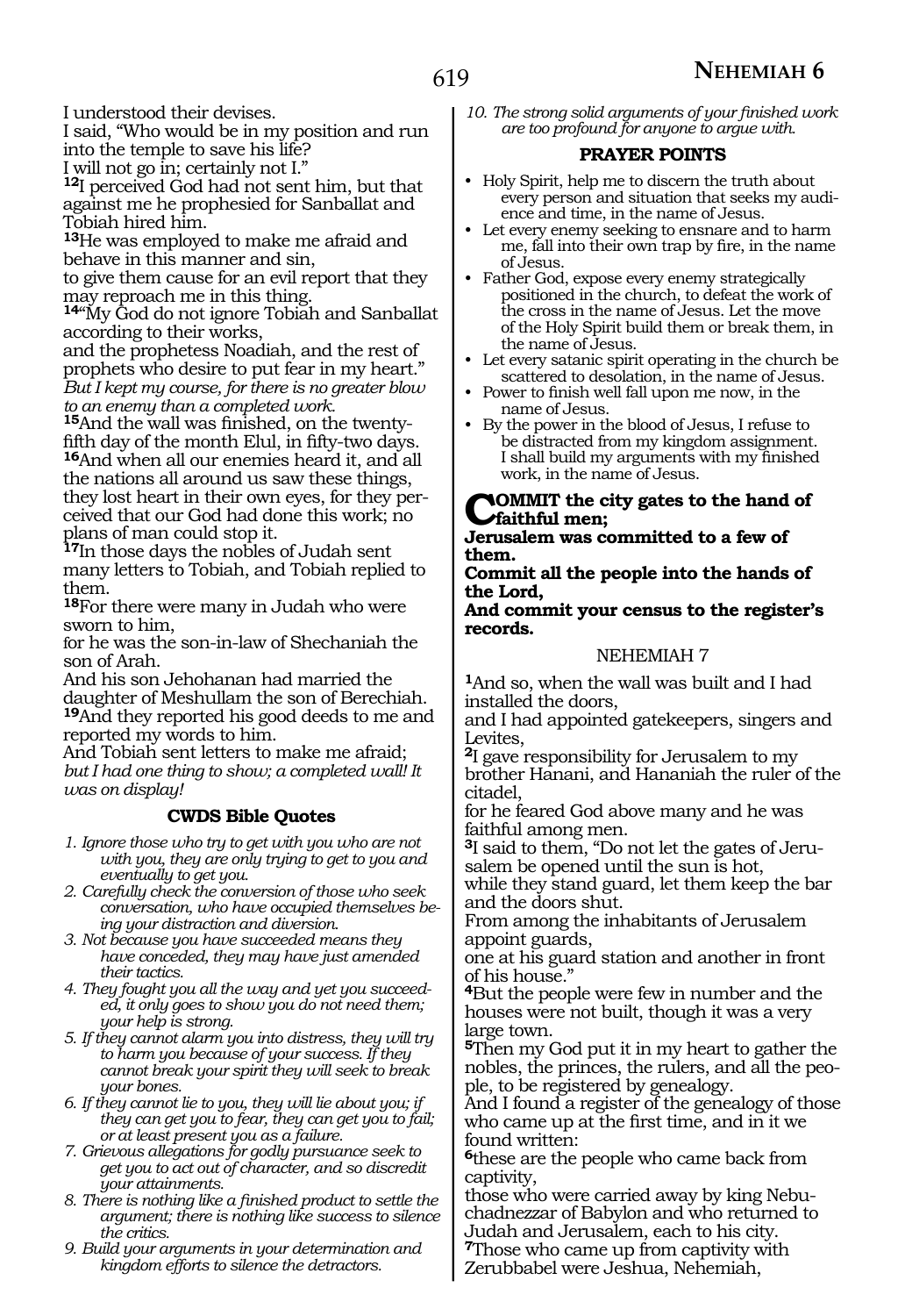I understood their devises.
I said, "Who would be in my position and run into the temple to save his life?
I will not go in; certainly not I."
**12**I perceived God had not sent him, but that against me he prophesied for Sanballat and Tobiah hired him.
**13**He was employed to make me afraid and behave in this manner and sin,
to give them cause for an evil report that they may reproach me in this thing.
**14**"My God do not ignore Tobiah and Sanballat according to their works,
and the prophetess Noadiah, and the rest of prophets who desire to put fear in my heart."
*But I kept my course, for there is no greater blow to an enemy than a completed work.*
**15**And the wall was finished, on the twenty-fifth day of the month Elul, in fifty-two days.
**16**And when all our enemies heard it, and all the nations all around us saw these things, they lost heart in their own eyes, for they perceived that our God had done this work; no plans of man could stop it.
**17**In those days the nobles of Judah sent many letters to Tobiah, and Tobiah replied to them.
**18**For there were many in Judah who were sworn to him,
for he was the son-in-law of Shechaniah the son of Arah.
And his son Jehohanan had married the daughter of Meshullam the son of Berechiah.
**19**And they reported his good deeds to me and reported my words to him.
And Tobiah sent letters to make me afraid;
*but I had one thing to show; a completed wall! It was on display!*

### CWDS Bible Quotes

1. *Ignore those who try to get with you who are not with you, they are only trying to get to you and eventually to get you.*
2. *Carefully check the conversion of those who seek conversation, who have occupied themselves being your distraction and diversion.*
3. *Not because you have succeeded means they have conceded, they may have just amended their tactics.*
4. *They fought you all the way and yet you succeeded, it only goes to show you do not need them; your help is strong.*
5. *If they cannot alarm you into distress, they will try to harm you because of your success. If they cannot break your spirit they will seek to break your bones.*
6. *If they cannot lie to you, they will lie about you; if they can get you to fear, they can get you to fail; or at least present you as a failure.*
7. *Grievous allegations for godly pursuance seek to get you to act out of character, and so discredit your attainments.*
8. *There is nothing like a finished product to settle the argument; there is nothing like success to silence the critics.*
9. *Build your arguments in your determination and kingdom efforts to silence the detractors.*
10. *The strong solid arguments of your finished work are too profound for anyone to argue with.*

### PRAYER POINTS

- Holy Spirit, help me to discern the truth about every person and situation that seeks my audience and time, in the name of Jesus.
- Let every enemy seeking to ensnare and to harm me, fall into their own trap by fire, in the name of Jesus.
- Father God, expose every enemy strategically positioned in the church, to defeat the work of the cross in the name of Jesus. Let the move of the Holy Spirit build them or break them, in the name of Jesus.
- Let every satanic spirit operating in the church be scattered to desolation, in the name of Jesus.
- Power to finish well fall upon me now, in the name of Jesus.
- By the power in the blood of Jesus, I refuse to be distracted from my kingdom assignment. I shall build my arguments with my finished work, in the name of Jesus.

**COMMIT the city gates to the hand of faithful men;**
**Jerusalem was committed to a few of them.**
**Commit all the people into the hands of the Lord,**
**And commit your census to the register's records.**

## NEHEMIAH 7

**1**And so, when the wall was built and I had installed the doors,
and I had appointed gatekeepers, singers and Levites,
**2**I gave responsibility for Jerusalem to my brother Hanani, and Hananiah the ruler of the citadel,
for he feared God above many and he was faithful among men.
**3**I said to them, "Do not let the gates of Jerusalem be opened until the sun is hot,
while they stand guard, let them keep the bar and the doors shut.
From among the inhabitants of Jerusalem appoint guards,
one at his guard station and another in front of his house."
**4**But the people were few in number and the houses were not built, though it was a very large town.
**5**Then my God put it in my heart to gather the nobles, the princes, the rulers, and all the people, to be registered by genealogy.
And I found a register of the genealogy of those who came up at the first time, and in it we found written:
**6**these are the people who came back from captivity,
those who were carried away by king Nebuchadnezzar of Babylon and who returned to Judah and Jerusalem, each to his city.
**7**Those who came up from captivity with Zerubbabel were Jeshua, Nehemiah,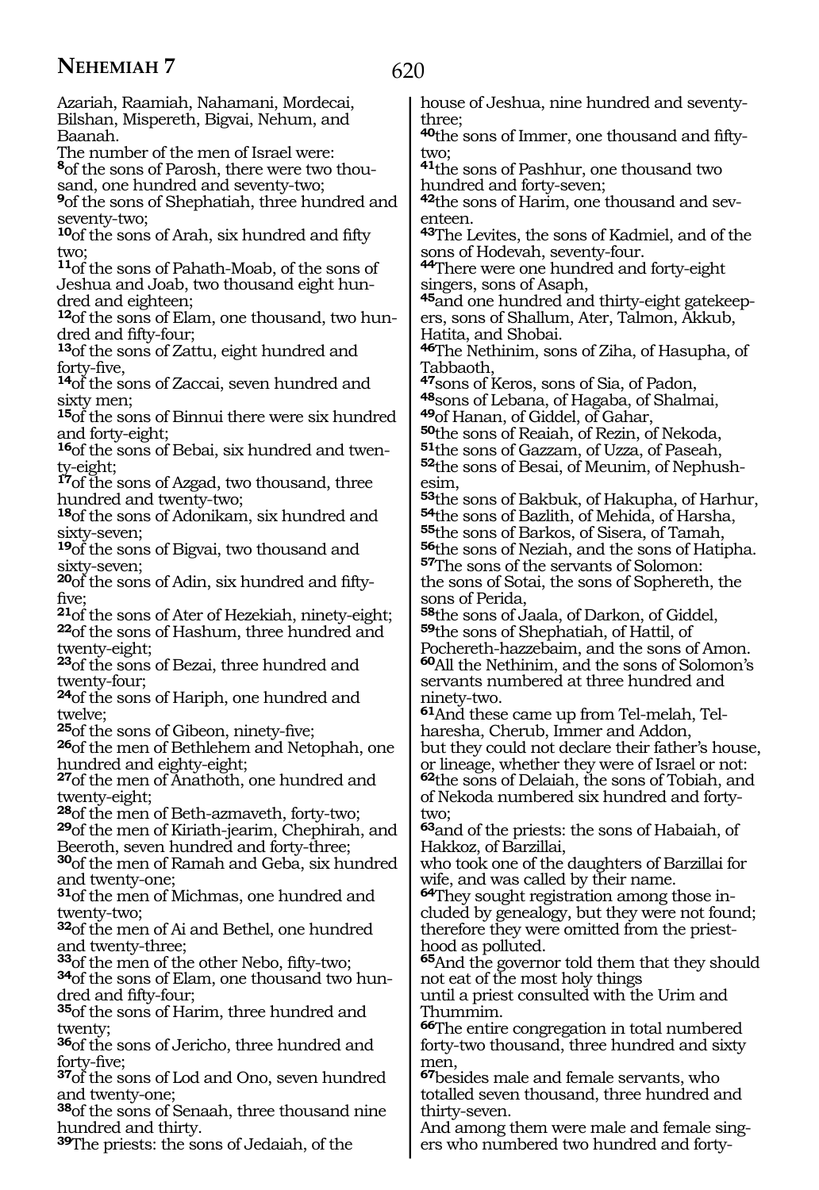Azariah, Raamiah, Nahamani, Mordecai, Bilshan, Mispereth, Bigvai, Nehum, and Baanah.
The number of the men of Israel were:
[8]of the sons of Parosh, there were two thousand, one hundred and seventy-two;
[9]of the sons of Shephatiah, three hundred and seventy-two;
[10]of the sons of Arah, six hundred and fifty two;
[11]of the sons of Pahath-Moab, of the sons of Jeshua and Joab, two thousand eight hundred and eighteen;
[12]of the sons of Elam, one thousand, two hundred and fifty-four;
[13]of the sons of Zattu, eight hundred and forty-five,
[14]of the sons of Zaccai, seven hundred and sixty men;
[15]of the sons of Binnui there were six hundred and forty-eight;
[16]of the sons of Bebai, six hundred and twenty-eight;
[17]of the sons of Azgad, two thousand, three hundred and twenty-two;
[18]of the sons of Adonikam, six hundred and sixty-seven;
[19]of the sons of Bigvai, two thousand and sixty-seven;
[20]of the sons of Adin, six hundred and fifty-five;
[21]of the sons of Ater of Hezekiah, ninety-eight;
[22]of the sons of Hashum, three hundred and twenty-eight;
[23]of the sons of Bezai, three hundred and twenty-four;
[24]of the sons of Hariph, one hundred and twelve;
[25]of the sons of Gibeon, ninety-five;
[26]of the men of Bethlehem and Netophah, one hundred and eighty-eight;
[27]of the men of Anathoth, one hundred and twenty-eight;
[28]of the men of Beth-azmaveth, forty-two;
[29]of the men of Kiriath-jearim, Chephirah, and Beeroth, seven hundred and forty-three;
[30]of the men of Ramah and Geba, six hundred and twenty-one;
[31]of the men of Michmas, one hundred and twenty-two;
[32]of the men of Ai and Bethel, one hundred and twenty-three;
[33]of the men of the other Nebo, fifty-two;
[34]of the sons of Elam, one thousand two hundred and fifty-four;
[35]of the sons of Harim, three hundred and twenty;
[36]of the sons of Jericho, three hundred and forty-five;
[37]of the sons of Lod and Ono, seven hundred and twenty-one;
[38]of the sons of Senaah, three thousand nine hundred and thirty.
[39]The priests: the sons of Jedaiah, of the house of Jeshua, nine hundred and seventy-three;
[40]the sons of Immer, one thousand and fifty-two;
[41]the sons of Pashhur, one thousand two hundred and forty-seven;
[42]the sons of Harim, one thousand and seventeen.
[43]The Levites, the sons of Kadmiel, and of the sons of Hodevah, seventy-four.
[44]There were one hundred and forty-eight singers, sons of Asaph,
[45]and one hundred and thirty-eight gatekeepers, sons of Shallum, Ater, Talmon, Akkub, Hatita, and Shobai.
[46]The Nethinim, sons of Ziha, of Hasupha, of Tabbaoth,
[47]sons of Keros, sons of Sia, of Padon,
[48]sons of Lebana, of Hagaba, of Shalmai,
[49]of Hanan, of Giddel, of Gahar,
[50]the sons of Reaiah, of Rezin, of Nekoda,
[51]the sons of Gazzam, of Uzza, of Paseah,
[52]the sons of Besai, of Meunim, of Nephushesim,
[53]the sons of Bakbuk, of Hakupha, of Harhur,
[54]the sons of Bazlith, of Mehida, of Harsha,
[55]the sons of Barkos, of Sisera, of Tamah,
[56]the sons of Neziah, and the sons of Hatipha.
[57]The sons of the servants of Solomon:
the sons of Sotai, the sons of Sophereth, the sons of Perida,
[58]the sons of Jaala, of Darkon, of Giddel,
[59]the sons of Shephatiah, of Hattil, of Pochereth-hazzebaim, and the sons of Amon.
[60]All the Nethinim, and the sons of Solomon's servants numbered at three hundred and ninety-two.
[61]And these came up from Tel-melah, Tel-haresha, Cherub, Immer and Addon,
but they could not declare their father's house, or lineage, whether they were of Israel or not:
[62]the sons of Delaiah, the sons of Tobiah, and of Nekoda numbered six hundred and forty-two;
[63]and of the priests: the sons of Habaiah, of Hakkoz, of Barzillai,
who took one of the daughters of Barzillai for wife, and was called by their name.
[64]They sought registration among those included by genealogy, but they were not found; therefore they were omitted from the priesthood as polluted.
[65]And the governor told them that they should not eat of the most holy things
until a priest consulted with the Urim and Thummim.
[66]The entire congregation in total numbered forty-two thousand, three hundred and sixty men,
[67]besides male and female servants, who totalled seven thousand, three hundred and thirty-seven.
And among them were male and female singers who numbered two hundred and forty-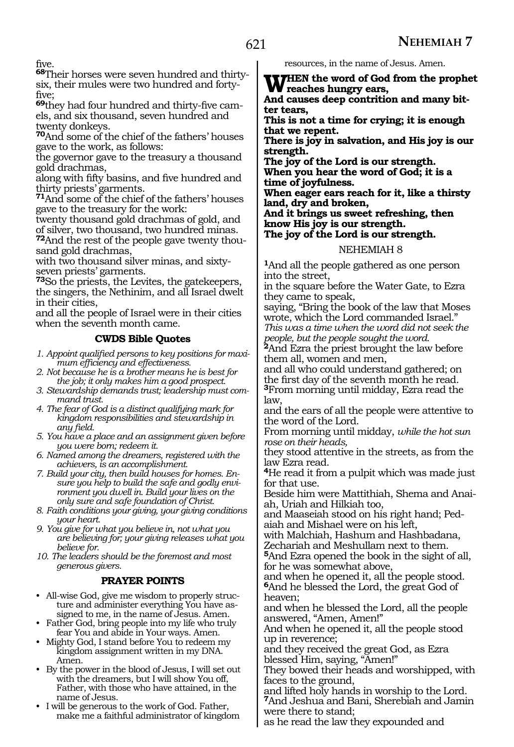five.

**68**Their horses were seven hundred and thirty-six, their mules were two hundred and forty-five;

**69**they had four hundred and thirty-five camels, and six thousand, seven hundred and twenty donkeys.

**70**And some of the chief of the fathers' houses gave to the work, as follows:
the governor gave to the treasury a thousand gold drachmas,
along with fifty basins, and five hundred and thirty priests' garments.

**71**And some of the chief of the fathers' houses gave to the treasury for the work:
twenty thousand gold drachmas of gold, and of silver, two thousand, two hundred minas.

**72**And the rest of the people gave twenty thousand gold drachmas,
with two thousand silver minas, and sixty-seven priests' garments.

**73**So the priests, the Levites, the gatekeepers, the singers, the Nethinim, and all Israel dwelt in their cities,
and all the people of Israel were in their cities when the seventh month came.

### CWDS Bible Quotes

1. *Appoint qualified persons to key positions for maximum efficiency and effectiveness.*
2. *Not because he is a brother means he is best for the job; it only makes him a good prospect.*
3. *Stewardship demands trust; leadership must command trust.*
4. *The fear of God is a distinct qualifying mark for kingdom responsibilities and stewardship in any field.*
5. *You have a place and an assignment given before you were born; redeem it.*
6. *Named among the dreamers, registered with the achievers, is an accomplishment.*
7. *Build your city, then build houses for homes. Ensure you help to build the safe and godly environment you dwell in. Build your lives on the only sure and safe foundation of Christ.*
8. *Faith conditions your giving, your giving conditions your heart.*
9. *You give for what you believe in, not what you are believing for; your giving releases what you believe for.*
10. *The leaders should be the foremost and most generous givers.*

### PRAYER POINTS

- All-wise God, give me wisdom to properly structure and administer everything You have assigned to me, in the name of Jesus. Amen.
- Father God, bring people into my life who truly fear You and abide in Your ways. Amen.
- Mighty God, I stand before You to redeem my kingdom assignment written in my DNA. Amen.
- By the power in the blood of Jesus, I will set out with the dreamers, but I will show You off, Father, with those who have attained, in the name of Jesus.
- I will be generous to the work of God. Father, make me a faithful administrator of kingdom resources, in the name of Jesus. Amen.

**WHEN the word of God from the prophet reaches hungry ears,**
**And causes deep contrition and many bitter tears,**
**This is not a time for crying; it is enough that we repent.**
**There is joy in salvation, and His joy is our strength.**
**The joy of the Lord is our strength.**
**When you hear the word of God; it is a time of joyfulness.**
**When eager ears reach for it, like a thirsty land, dry and broken,**
**And it brings us sweet refreshing, then know His joy is our strength.**
**The joy of the Lord is our strength.**

## NEHEMIAH 8

**1**And all the people gathered as one person into the street,
in the square before the Water Gate, to Ezra they came to speak,
saying, "Bring the book of the law that Moses wrote, which the Lord commanded Israel."
*This was a time when the word did not seek the people, but the people sought the word.*

**2**And Ezra the priest brought the law before them all, women and men,
and all who could understand gathered; on the first day of the seventh month he read.

**3**From morning until midday, Ezra read the law,
and the ears of all the people were attentive to the word of the Lord.
From morning until midday, *while the hot sun rose on their heads,*
they stood attentive in the streets, as from the law Ezra read.

**4**He read it from a pulpit which was made just for that use.
Beside him were Mattithiah, Shema and Anaiah, Uriah and Hilkiah too,
and Maaseiah stood on his right hand; Pedaiah and Mishael were on his left,
with Malchiah, Hashum and Hashbadana, Zechariah and Meshullam next to them.

**5**And Ezra opened the book in the sight of all, for he was somewhat above,
and when he opened it, all the people stood.

**6**And he blessed the Lord, the great God of heaven;
and when he blessed the Lord, all the people answered, "Amen, Amen!"
And when he opened it, all the people stood up in reverence;
and they received the great God, as Ezra blessed Him, saying, "Amen!"
They bowed their heads and worshipped, with faces to the ground,
and lifted holy hands in worship to the Lord.

**7**And Jeshua and Bani, Sherebiah and Jamin were there to stand;
as he read the law they expounded and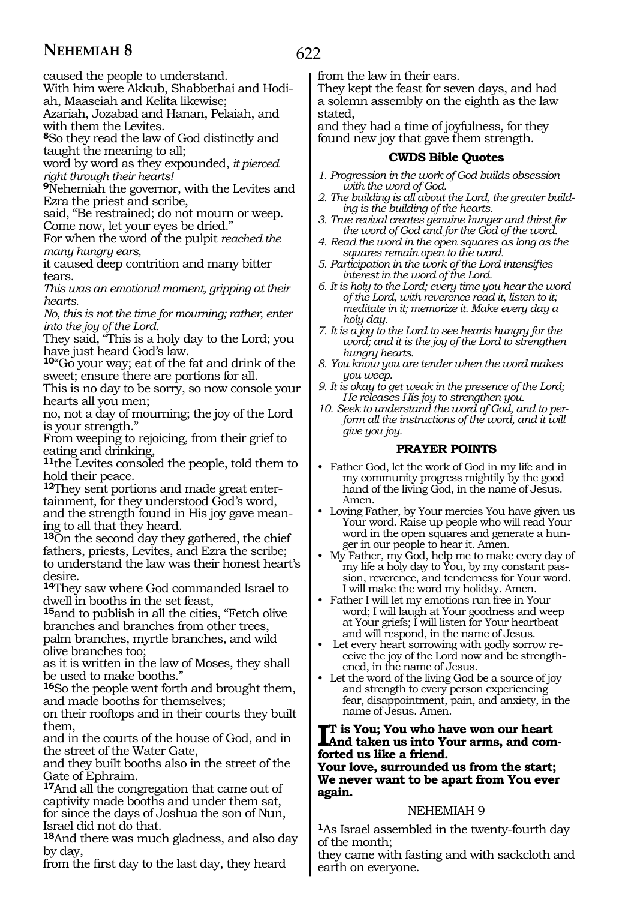caused the people to understand.
With him were Akkub, Shabbethai and Hodiah, Maaseiah and Kelita likewise;
Azariah, Jozabad and Hanan, Pelaiah, and with them the Levites.
**8**So they read the law of God distinctly and taught the meaning to all;
word by word as they expounded, *it pierced right through their hearts!*
**9**Nehemiah the governor, with the Levites and Ezra the priest and scribe,
said, "Be restrained; do not mourn or weep. Come now, let your eyes be dried."
For when the word of the pulpit *reached the many hungry ears,*
it caused deep contrition and many bitter tears.
*This was an emotional moment, gripping at their hearts.*
*No, this is not the time for mourning; rather, enter into the joy of the Lord.*
They said, "This is a holy day to the Lord; you have just heard God's law.
**10**"Go your way; eat of the fat and drink of the sweet; ensure there are portions for all.
This is no day to be sorry, so now console your hearts all you men;
no, not a day of mourning; the joy of the Lord is your strength."
From weeping to rejoicing, from their grief to eating and drinking,
**11**the Levites consoled the people, told them to hold their peace.
**12**They sent portions and made great entertainment, for they understood God's word,
and the strength found in His joy gave meaning to all that they heard.
**13**On the second day they gathered, the chief fathers, priests, Levites, and Ezra the scribe;
to understand the law was their honest heart's desire.
**14**They saw where God commanded Israel to dwell in booths in the set feast,
**15**and to publish in all the cities, "Fetch olive branches and branches from other trees,
palm branches, myrtle branches, and wild olive branches too;
as it is written in the law of Moses, they shall be used to make booths."
**16**So the people went forth and brought them, and made booths for themselves;
on their rooftops and in their courts they built them,
and in the courts of the house of God, and in the street of the Water Gate,
and they built booths also in the street of the Gate of Ephraim.
**17**And all the congregation that came out of captivity made booths and under them sat,
for since the days of Joshua the son of Nun, Israel did not do that.
**18**And there was much gladness, and also day by day,
from the first day to the last day, they heard from the law in their ears.
They kept the feast for seven days, and had a solemn assembly on the eighth as the law stated,
and they had a time of joyfulness, for they found new joy that gave them strength.

### CWDS Bible Quotes

1. *Progression in the work of God builds obsession with the word of God.*
2. *The building is all about the Lord, the greater building is the building of the hearts.*
3. *True revival creates genuine hunger and thirst for the word of God and for the God of the word.*
4. *Read the word in the open squares as long as the squares remain open to the word.*
5. *Participation in the work of the Lord intensifies interest in the word of the Lord.*
6. *It is holy to the Lord; every time you hear the word of the Lord, with reverence read it, listen to it; meditate in it; memorize it. Make every day a holy day.*
7. *It is a joy to the Lord to see hearts hungry for the word; and it is the joy of the Lord to strengthen hungry hearts.*
8. *You know you are tender when the word makes you weep.*
9. *It is okay to get weak in the presence of the Lord; He releases His joy to strengthen you.*
10. *Seek to understand the word of God, and to perform all the instructions of the word, and it will give you joy.*

### PRAYER POINTS

- Father God, let the work of God in my life and in my community progress mightily by the good hand of the living God, in the name of Jesus. Amen.
- Loving Father, by Your mercies You have given us Your word. Raise up people who will read Your word in the open squares and generate a hunger in our people to hear it. Amen.
- My Father, my God, help me to make every day of my life a holy day to You, by my constant passion, reverence, and tenderness for Your word. I will make the word my holiday. Amen.
- Father I will let my emotions run free in Your word; I will laugh at Your goodness and weep at Your griefs; I will listen for Your heartbeat and will respond, in the name of Jesus.
- Let every heart sorrowing with godly sorrow receive the joy of the Lord now and be strengthened, in the name of Jesus.
- Let the word of the living God be a source of joy and strength to every person experiencing fear, disappointment, pain, and anxiety, in the name of Jesus. Amen.

**It is You; You who have won our heart**
**And taken us into Your arms, and comforted us like a friend.**
**Your love, surrounded us from the start;**
**We never want to be apart from You ever again.**

## NEHEMIAH 9

**1**As Israel assembled in the twenty-fourth day of the month;
they came with fasting and with sackcloth and earth on everyone.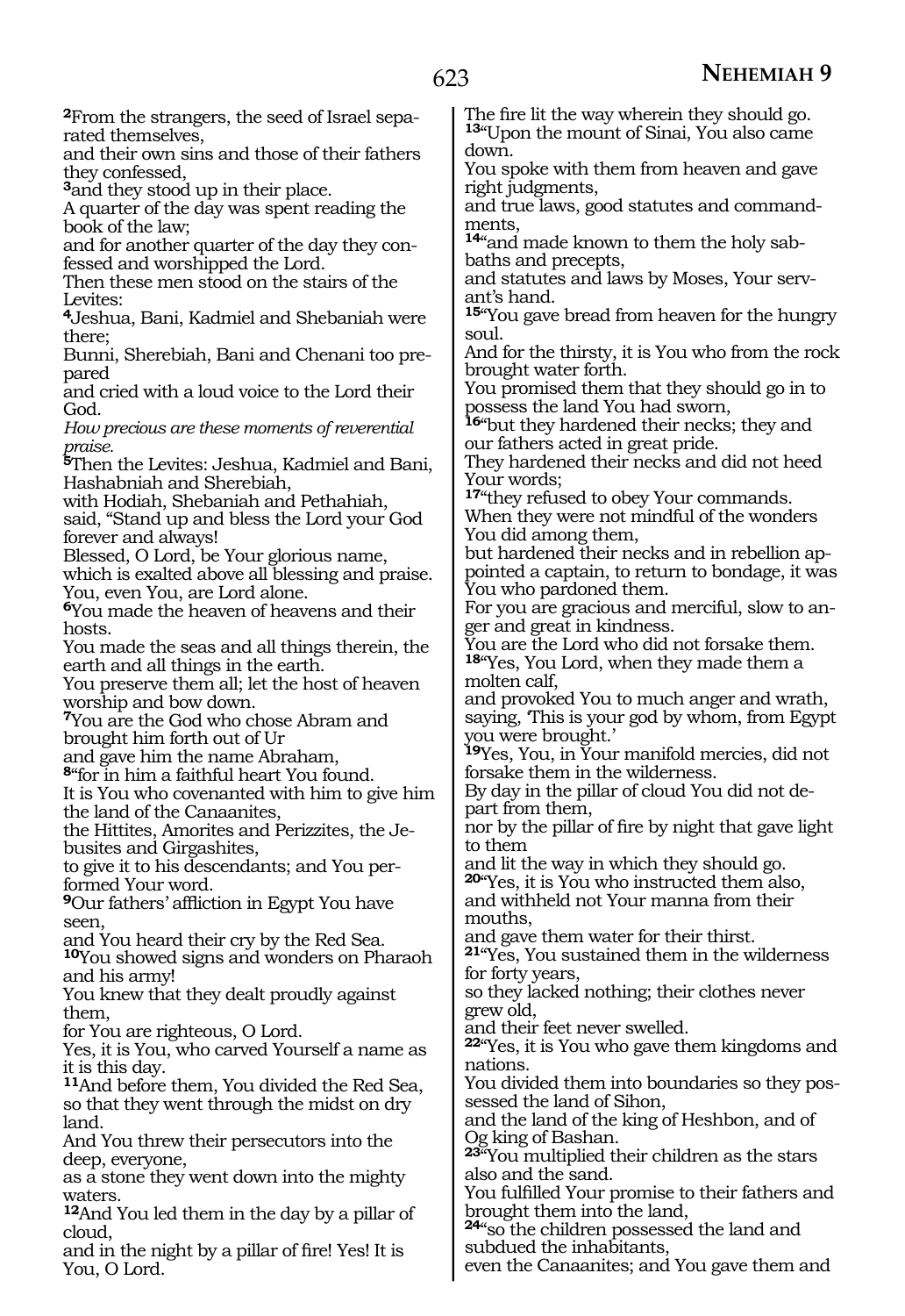[2]From the strangers, the seed of Israel separated themselves,
and their own sins and those of their fathers they confessed,
[3]and they stood up in their place.
A quarter of the day was spent reading the book of the law;
and for another quarter of the day they confessed and worshipped the Lord.
Then these men stood on the stairs of the Levites:
[4]Jeshua, Bani, Kadmiel and Shebaniah were there;
Bunni, Sherebiah, Bani and Chenani too prepared
and cried with a loud voice to the Lord their God.
*How precious are these moments of reverential praise.*
[5]Then the Levites: Jeshua, Kadmiel and Bani, Hashabniah and Sherebiah,
with Hodiah, Shebaniah and Pethahiah,
said, "Stand up and bless the Lord your God forever and always!
Blessed, O Lord, be Your glorious name,
which is exalted above all blessing and praise.
You, even You, are Lord alone.
[6]You made the heaven of heavens and their hosts.
You made the seas and all things therein, the earth and all things in the earth.
You preserve them all; let the host of heaven worship and bow down.
[7]You are the God who chose Abram and brought him forth out of Ur
and gave him the name Abraham,
[8]"for in him a faithful heart You found.
It is You who covenanted with him to give him the land of the Canaanites,
the Hittites, Amorites and Perizzites, the Jebusites and Girgashites,
to give it to his descendants; and You performed Your word.
[9]Our fathers' affliction in Egypt You have seen,
and You heard their cry by the Red Sea.
[10]You showed signs and wonders on Pharaoh and his army!
You knew that they dealt proudly against them,
for You are righteous, O Lord.
Yes, it is You, who carved Yourself a name as it is this day.
[11]And before them, You divided the Red Sea,
so that they went through the midst on dry land.
And You threw their persecutors into the deep, everyone,
as a stone they went down into the mighty waters.
[12]And You led them in the day by a pillar of cloud,
and in the night by a pillar of fire! Yes! It is You, O Lord.
The fire lit the way wherein they should go.
[13]"Upon the mount of Sinai, You also came down.
You spoke with them from heaven and gave right judgments,
and true laws, good statutes and commandments,
[14]"and made known to them the holy sabbaths and precepts,
and statutes and laws by Moses, Your servant's hand.
[15]"You gave bread from heaven for the hungry soul.
And for the thirsty, it is You who from the rock brought water forth.
You promised them that they should go in to possess the land You had sworn,
[16]"but they hardened their necks; they and our fathers acted in great pride.
They hardened their necks and did not heed Your words;
[17]"they refused to obey Your commands.
When they were not mindful of the wonders You did among them,
but hardened their necks and in rebellion appointed a captain, to return to bondage, it was You who pardoned them.
For you are gracious and merciful, slow to anger and great in kindness.
You are the Lord who did not forsake them.
[18]"Yes, You Lord, when they made them a molten calf,
and provoked You to much anger and wrath,
saying, 'This is your god by whom, from Egypt you were brought.'
[19]Yes, You, in Your manifold mercies, did not forsake them in the wilderness.
By day in the pillar of cloud You did not depart from them,
nor by the pillar of fire by night that gave light to them
and lit the way in which they should go.
[20]"Yes, it is You who instructed them also,
and withheld not Your manna from their mouths,
and gave them water for their thirst.
[21]"Yes, You sustained them in the wilderness for forty years,
so they lacked nothing; their clothes never grew old,
and their feet never swelled.
[22]"Yes, it is You who gave them kingdoms and nations.
You divided them into boundaries so they possessed the land of Sihon,
and the land of the king of Heshbon, and of Og king of Bashan.
[23]"You multiplied their children as the stars also and the sand.
You fulfilled Your promise to their fathers and brought them into the land,
[24]"so the children possessed the land and subdued the inhabitants,
even the Canaanites; and You gave them and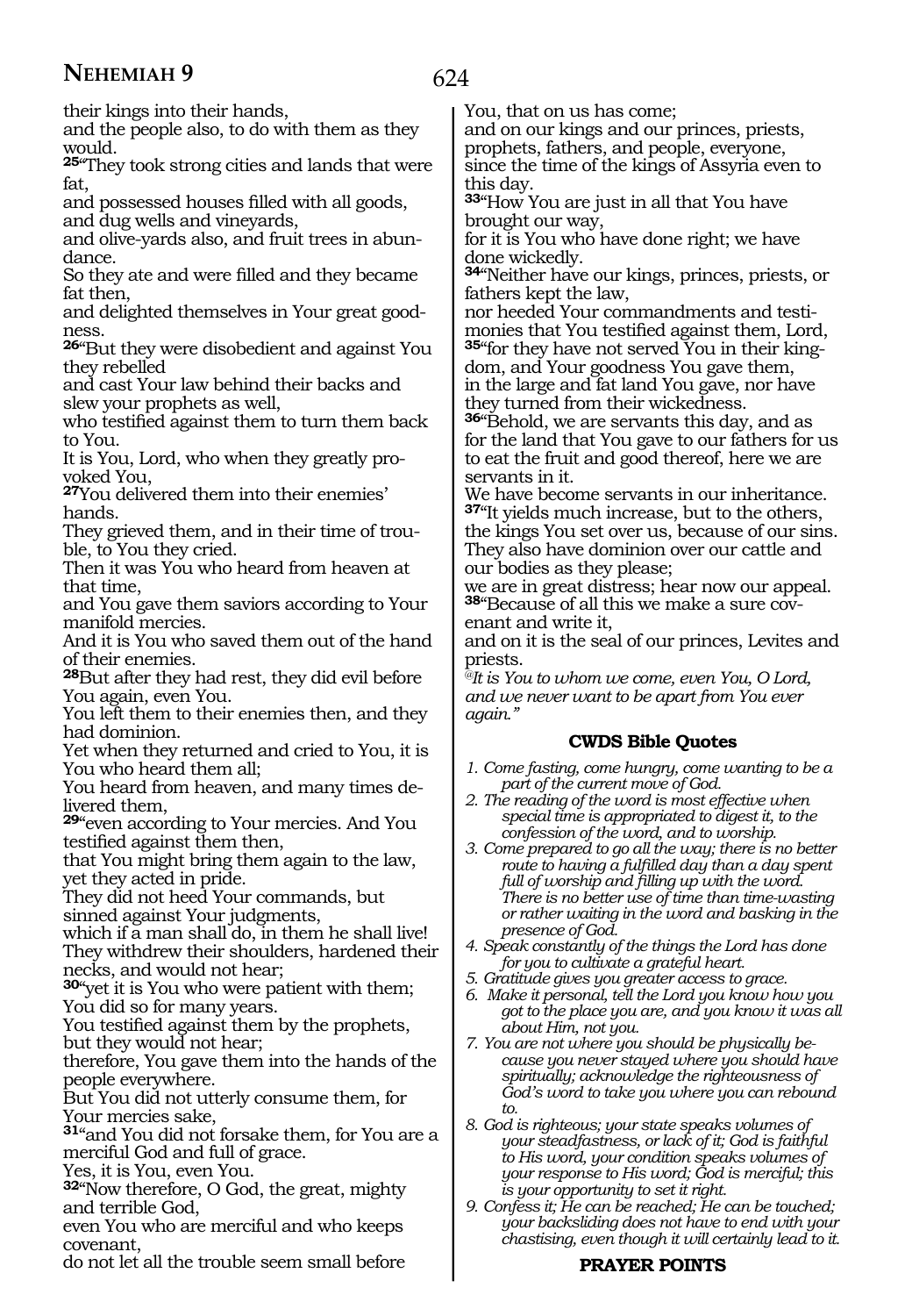their kings into their hands,
and the people also, to do with them as they would.

**25**"They took strong cities and lands that were fat,
and possessed houses filled with all goods, and dug wells and vineyards,
and olive-yards also, and fruit trees in abundance.
So they ate and were filled and they became fat then,
and delighted themselves in Your great goodness.

**26**"But they were disobedient and against You they rebelled
and cast Your law behind their backs and slew your prophets as well,
who testified against them to turn them back to You.
It is You, Lord, who when they greatly provoked You,

**27**You delivered them into their enemies' hands.
They grieved them, and in their time of trouble, to You they cried.
Then it was You who heard from heaven at that time,
and You gave them saviors according to Your manifold mercies.
And it is You who saved them out of the hand of their enemies.

**28**But after they had rest, they did evil before You again, even You.
You left them to their enemies then, and they had dominion.
Yet when they returned and cried to You, it is You who heard them all;
You heard from heaven, and many times delivered them,

**29**"even according to Your mercies. And You testified against them then,
that You might bring them again to the law, yet they acted in pride.
They did not heed Your commands, but sinned against Your judgments,
which if a man shall do, in them he shall live!
They withdrew their shoulders, hardened their necks, and would not hear;

**30**"yet it is You who were patient with them;
You did so for many years.
You testified against them by the prophets, but they would not hear;
therefore, You gave them into the hands of the people everywhere.
But You did not utterly consume them, for Your mercies sake,

**31**"and You did not forsake them, for You are a merciful God and full of grace.
Yes, it is You, even You.

**32**"Now therefore, O God, the great, mighty and terrible God,
even You who are merciful and who keeps covenant,
do not let all the trouble seem small before You, that on us has come;
and on our kings and our princes, priests, prophets, fathers, and people, everyone,
since the time of the kings of Assyria even to this day.

**33**"How You are just in all that You have brought our way,
for it is You who have done right; we have done wickedly.

**34**"Neither have our kings, princes, priests, or fathers kept the law,
nor heeded Your commandments and testimonies that You testified against them, Lord,

**35**"for they have not served You in their kingdom, and Your goodness You gave them,
in the large and fat land You gave, nor have they turned from their wickedness.

**36**"Behold, we are servants this day, and as for the land that You gave to our fathers for us to eat the fruit and good thereof, here we are servants in it.
We have become servants in our inheritance.

**37**"It yields much increase, but to the others, the kings You set over us, because of our sins.
They also have dominion over our cattle and our bodies as they please;
we are in great distress; hear now our appeal.

**38**"Because of all this we make a sure covenant and write it,
and on it is the seal of our princes, Levites and priests.

*@It is You to whom we come, even You, O Lord, and we never want to be apart from You ever again."*

### CWDS Bible Quotes

1. *Come fasting, come hungry, come wanting to be a part of the current move of God.*
2. *The reading of the word is most effective when special time is appropriated to digest it, to the confession of the word, and to worship.*
3. *Come prepared to go all the way; there is no better route to having a fulfilled day than a day spent full of worship and filling up with the word. There is no better use of time than time-wasting or rather waiting in the word and basking in the presence of God.*
4. *Speak constantly of the things the Lord has done for you to cultivate a grateful heart.*
5. *Gratitude gives you greater access to grace.*
6. *Make it personal, tell the Lord you know how you got to the place you are, and you know it was all about Him, not you.*
7. *You are not where you should be physically because you never stayed where you should have spiritually; acknowledge the righteousness of God's word to take you where you can rebound to.*
8. *God is righteous; your state speaks volumes of your steadfastness, or lack of it; God is faithful to His word, your condition speaks volumes of your response to His word; God is merciful; this is your opportunity to set it right.*
9. *Confess it; He can be reached; He can be touched; your backsliding does not have to end with your chastising, even though it will certainly lead to it.*

### PRAYER POINTS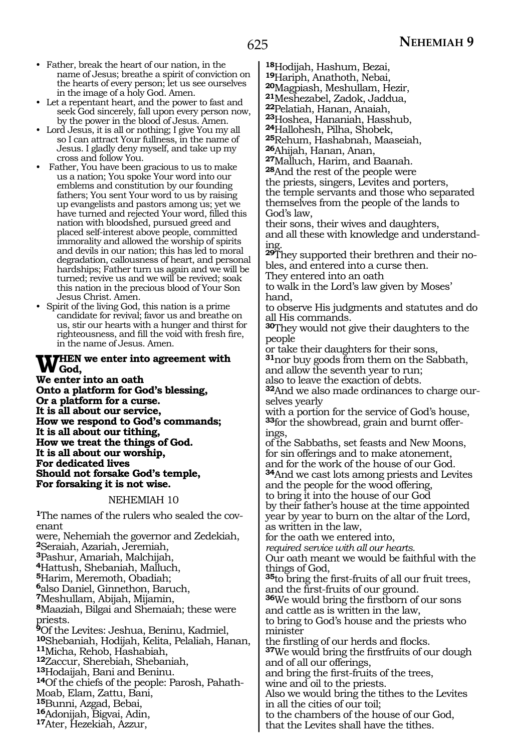- Father, break the heart of our nation, in the name of Jesus; breathe a spirit of conviction on the hearts of every person; let us see ourselves in the image of a holy God. Amen.
- Let a repentant heart, and the power to fast and seek God sincerely, fall upon every person now, by the power in the blood of Jesus. Amen.
- Lord Jesus, it is all or nothing; I give You my all so I can attract Your fullness, in the name of Jesus. I gladly deny myself, and take up my cross and follow You.
- Father, You have been gracious to us to make us a nation; You spoke Your word into our emblems and constitution by our founding fathers; You sent Your word to us by raising up evangelists and pastors among us; yet we have turned and rejected Your word, filled this nation with bloodshed, pursued greed and placed self-interest above people, committed immorality and allowed the worship of spirits and devils in our nation; this has led to moral degradation, callousness of heart, and personal hardships; Father turn us again and we will be turned; revive us and we will be revived; soak this nation in the precious blood of Your Son Jesus Christ. Amen.
- Spirit of the living God, this nation is a prime candidate for revival; favor us and breathe on us, stir our hearts with a hunger and thirst for righteousness, and fill the void with fresh fire, in the name of Jesus. Amen.

**WHEN we enter into agreement with God,**
**We enter into an oath**
**Onto a platform for God's blessing,**
**Or a platform for a curse.**
**It is all about our service,**
**How we respond to God's commands;**
**It is all about our tithing,**
**How we treat the things of God.**
**It is all about our worship,**
**For dedicated lives**
**Should not forsake God's temple,**
**For forsaking it is not wise.**

NEHEMIAH 10

[1]The names of the rulers who sealed the covenant
were, Nehemiah the governor and Zedekiah,
[2]Seraiah, Azariah, Jeremiah,
[3]Pashur, Amariah, Malchijah,
[4]Hattush, Shebaniah, Malluch,
[5]Harim, Meremoth, Obadiah;
[6]also Daniel, Ginnethon, Baruch,
[7]Meshullam, Abijah, Mijamin,
[8]Maaziah, Bilgai and Shemaiah; these were priests.
[9]Of the Levites: Jeshua, Beninu, Kadmiel,
[10]Shebaniah, Hodijah, Kelita, Pelaliah, Hanan,
[11]Micha, Rehob, Hashabiah,
[12]Zaccur, Sherebiah, Shebaniah,
[13]Hodaijah, Bani and Beninu.
[14]Of the chiefs of the people: Parosh, Pahath-Moab, Elam, Zattu, Bani,
[15]Bunni, Azgad, Bebai,
[16]Adonijah, Bigvai, Adin,
[17]Ater, Hezekiah, Azzur,
[18]Hodijah, Hashum, Bezai,
[19]Hariph, Anathoth, Nebai,
[20]Magpiash, Meshullam, Hezir,
[21]Meshezabel, Zadok, Jaddua,
[22]Pelatiah, Hanan, Anaiah,
[23]Hoshea, Hananiah, Hasshub,
[24]Hallohesh, Pilha, Shobek,
[25]Rehum, Hashabnah, Maaseiah,
[26]Ahijah, Hanan, Anan,
[27]Malluch, Harim, and Baanah.
[28]And the rest of the people were
the priests, singers, Levites and porters,
the temple servants and those who separated themselves from the people of the lands to God's law,
their sons, their wives and daughters,
and all these with knowledge and understanding.
[29]They supported their brethren and their nobles, and entered into a curse then.
They entered into an oath
to walk in the Lord's law given by Moses' hand,
to observe His judgments and statutes and do all His commands.
[30]They would not give their daughters to the people
or take their daughters for their sons,
[31]nor buy goods from them on the Sabbath,
and allow the seventh year to run;
also to leave the exaction of debts.
[32]And we also made ordinances to charge ourselves yearly
with a portion for the service of God's house,
[33]for the showbread, grain and burnt offerings,
of the Sabbaths, set feasts and New Moons,
for sin offerings and to make atonement,
and for the work of the house of our God.
[34]And we cast lots among priests and Levites
and the people for the wood offering,
to bring it into the house of our God
by their father's house at the time appointed
year by year to burn on the altar of the Lord,
as written in the law,
for the oath we entered into,
*required service with all our hearts.*
Our oath meant we would be faithful with the things of God,
[35]to bring the first-fruits of all our fruit trees,
and the first-fruits of our ground.
[36]We would bring the firstborn of our sons
and cattle as is written in the law,
to bring to God's house and the priests who minister
the firstling of our herds and flocks.
[37]We would bring the firstfruits of our dough
and of all our offerings,
and bring the first-fruits of the trees,
wine and oil to the priests.
Also we would bring the tithes to the Levites
in all the cities of our toil;
to the chambers of the house of our God,
that the Levites shall have the tithes.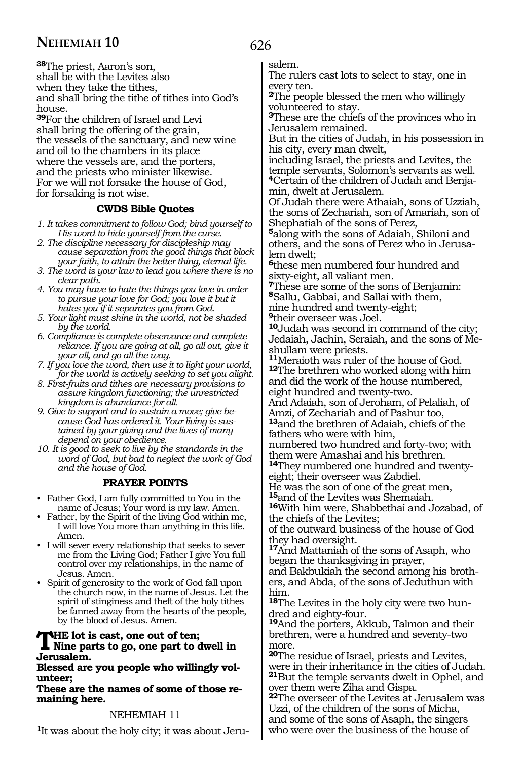[38]The priest, Aaron's son,
shall be with the Levites also
when they take the tithes,
and shall bring the tithe of tithes into God's house.

[39]For the children of Israel and Levi
shall bring the offering of the grain,
the vessels of the sanctuary, and new wine
and oil to the chambers in its place
where the vessels are, and the porters,
and the priests who minister likewise.
For we will not forsake the house of God,
for forsaking is not wise.

### CWDS Bible Quotes

*1. It takes commitment to follow God; bind yourself to His word to hide yourself from the curse.*
*2. The discipline necessary for discipleship may cause separation from the good things that block your faith, to attain the better thing, eternal life.*
*3. The word is your law to lead you where there is no clear path.*
*4. You may have to hate the things you love in order to pursue your love for God; you love it but it hates you if it separates you from God.*
*5. Your light must shine in the world, not be shaded by the world.*
*6. Compliance is complete observance and complete reliance. If you are going at all, go all out, give it your all, and go all the way.*
*7. If you love the word, then use it to light your world, for the world is actively seeking to set you alight.*
*8. First-fruits and tithes are necessary provisions to assure kingdom functioning; the unrestricted kingdom is abundance for all.*
*9. Give to support and to sustain a move; give because God has ordered it. Your living is sustained by your giving and the lives of many depend on your obedience.*
*10. It is good to seek to live by the standards in the word of God, but bad to neglect the work of God and the house of God.*

### PRAYER POINTS

- Father God, I am fully committed to You in the name of Jesus; Your word is my law. Amen.
- Father, by the Spirit of the living God within me, I will love You more than anything in this life. Amen.
- I will sever every relationship that seeks to sever me from the Living God; Father I give You full control over my relationships, in the name of Jesus. Amen.
- Spirit of generosity to the work of God fall upon the church now, in the name of Jesus. Let the spirit of stinginess and theft of the holy tithes be fanned away from the hearts of the people, by the blood of Jesus. Amen.

**THE lot is cast, one out of ten;**
**Nine parts to go, one part to dwell in Jerusalem.**
**Blessed are you people who willingly volunteer;**
**These are the names of some of those remaining here.**

## NEHEMIAH 11

[1]It was about the holy city; it was about Jerusalem.
The rulers cast lots to select to stay, one in every ten.
[2]The people blessed the men who willingly volunteered to stay.
[3]These are the chiefs of the provinces who in Jerusalem remained.
But in the cities of Judah, in his possession in his city, every man dwelt,
including Israel, the priests and Levites, the temple servants, Solomon's servants as well.
[4]Certain of the children of Judah and Benjamin, dwelt at Jerusalem.
Of Judah there were Athaiah, sons of Uzziah, the sons of Zechariah, son of Amariah, son of Shephatiah of the sons of Perez,
[5]along with the sons of Adaiah, Shiloni and others, and the sons of Perez who in Jerusalem dwelt;
[6]these men numbered four hundred and sixty-eight, all valiant men.
[7]These are some of the sons of Benjamin:
[8]Sallu, Gabbai, and Sallai with them,
nine hundred and twenty-eight;
[9]their overseer was Joel.
[10]Judah was second in command of the city;
Jedaiah, Jachin, Seraiah, and the sons of Meshullam were priests.
[11]Meraioth was ruler of the house of God.
[12]The brethren who worked along with him and did the work of the house numbered, eight hundred and twenty-two.
And Adaiah, son of Jeroham, of Pelaliah, of Amzi, of Zechariah and of Pashur too,
[13]and the brethren of Adaiah, chiefs of the fathers who were with him,
numbered two hundred and forty-two; with them were Amashai and his brethren.
[14]They numbered one hundred and twenty-eight; their overseer was Zabdiel.
He was the son of one of the great men,
[15]and of the Levites was Shemaiah.
[16]With him were, Shabbethai and Jozabad, of the chiefs of the Levites;
of the outward business of the house of God they had oversight.
[17]And Mattaniah of the sons of Asaph, who began the thanksgiving in prayer,
and Bakbukiah the second among his brothers, and Abda, of the sons of Jeduthun with him.
[18]The Levites in the holy city were two hundred and eighty-four.
[19]And the porters, Akkub, Talmon and their brethren, were a hundred and seventy-two more.
[20]The residue of Israel, priests and Levites, were in their inheritance in the cities of Judah.
[21]But the temple servants dwelt in Ophel, and over them were Ziha and Gispa.
[22]The overseer of the Levites at Jerusalem was Uzzi, of the children of the sons of Micha, and some of the sons of Asaph, the singers who were over the business of the house of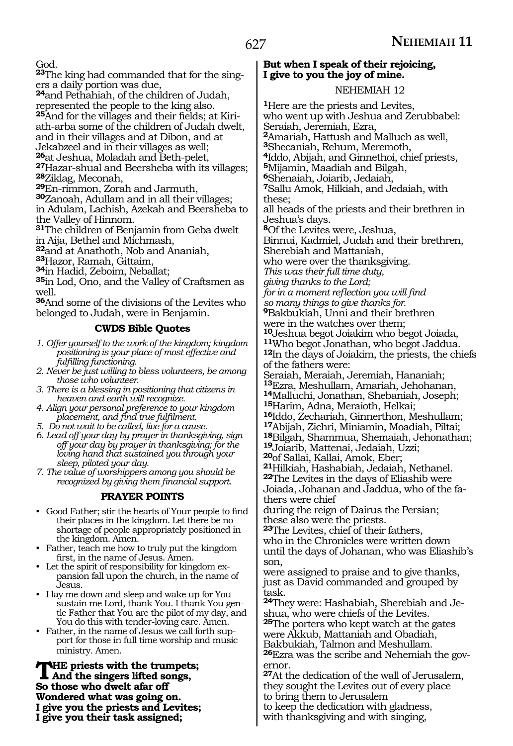God.

**23**The king had commanded that for the singers a daily portion was due,
**24**and Pethahiah, of the children of Judah, represented the people to the king also.
**25**And for the villages and their fields; at Kiriath-arba some of the children of Judah dwelt, and in their villages and at Dibon, and at Jekabzeel and in their villages as well;
**26**at Jeshua, Moladah and Beth-pelet,
**27**Hazar-shual and Beersheba with its villages;
**28**Ziklag, Meconah,
**29**En-rimmon, Zorah and Jarmuth,
**30**Zanoah, Adullam and in all their villages; in Adulam, Lachish, Azekah and Beersheba to the Valley of Hinnom.
**31**The children of Benjamin from Geba dwelt in Aija, Bethel and Michmash,
**32**and at Anathoth, Nob and Ananiah,
**33**Hazor, Ramah, Gittaim,
**34**in Hadid, Zeboim, Neballat;
**35**in Lod, Ono, and the Valley of Craftsmen as well.
**36**And some of the divisions of the Levites who belonged to Judah, were in Benjamin.

### CWDS Bible Quotes

1. *Offer yourself to the work of the kingdom; kingdom positioning is your place of most effective and fulfilling functioning.*
2. *Never be just willing to bless volunteers, be among those who volunteer.*
3. *There is a blessing in positioning that citizens in heaven and earth will recognize.*
4. *Align your personal preference to your kingdom placement, and find true fulfilment.*
5. *Do not wait to be called, live for a cause.*
6. *Lead off your day by prayer in thanksgiving, sign off your day by prayer in thanksgiving; for the loving hand that sustained you through your sleep, piloted your day.*
7. *The value of worshippers among you should be recognized by giving them financial support.*

### PRAYER POINTS

- Good Father; stir the hearts of Your people to find their places in the kingdom. Let there be no shortage of people appropriately positioned in the kingdom. Amen.
- Father, teach me how to truly put the kingdom first, in the name of Jesus. Amen.
- Let the spirit of responsibility for kingdom expansion fall upon the church, in the name of Jesus.
- I lay me down and sleep and wake up for You sustain me Lord, thank You. I thank You gentle Father that You are the pilot of my day, and You do this with tender-loving care. Amen.
- Father, in the name of Jesus we call forth support for those in full time worship and music ministry. Amen.

**THE priests with the trumpets;**
**And the singers lifted songs,**
**So those who dwelt afar off**
**Wondered what was going on.**
**I give you the priests and Levites;**
**I give you their task assigned;**
**But when I speak of their rejoicing,**
**I give to you the joy of mine.**

## NEHEMIAH 12

**1**Here are the priests and Levites,
who went up with Jeshua and Zerubbabel:
Seraiah, Jeremiah, Ezra,
**2**Amariah, Hattush and Malluch as well,
**3**Shecaniah, Rehum, Meremoth,
**4**Iddo, Abijah, and Ginnethoi, chief priests,
**5**Mijamin, Maadiah and Bilgah,
**6**Shenaiah, Joiarib, Jedaiah,
**7**Sallu Amok, Hilkiah, and Jedaiah, with these;
all heads of the priests and their brethren in Jeshua's days.
**8**Of the Levites were, Jeshua,
Binnui, Kadmiel, Judah and their brethren,
Sherebiah and Mattaniah,
who were over the thanksgiving.
*This was their full time duty,*
*giving thanks to the Lord;*
*for in a moment reflection you will find*
*so many things to give thanks for.*
**9**Bakbukiah, Unni and their brethren
were in the watches over them;
**10**Jeshua begot Joiakim who begot Joiada,
**11**Who begot Jonathan, who begot Jaddua.
**12**In the days of Joiakim, the priests, the chiefs of the fathers were:
Seraiah, Meraiah, Jeremiah, Hananiah;
**13**Ezra, Meshullam, Amariah, Jehohanan,
**14**Malluchi, Jonathan, Shebaniah, Joseph;
**15**Harim, Adna, Meraioth, Helkai;
**16**Iddo, Zechariah, Ginnerthon, Meshullam;
**17**Abijah, Zichri, Miniamin, Moadiah, Piltai;
**18**Bilgah, Shammua, Shemaiah, Jehonathan;
**19**Joiarib, Mattenai, Jedaiah, Uzzi;
**20**of Sallai, Kallai, Amok, Eber;
**21**Hilkiah, Hashabiah, Jedaiah, Nethanel.
**22**The Levites in the days of Eliashib were Joiada, Johanan and Jaddua, who of the fathers were chief
during the reign of Dairus the Persian;
these also were the priests.
**23**The Levites, chief of their fathers,
who in the Chronicles were written down
until the days of Johanan, who was Eliashib's son,
were assigned to praise and to give thanks,
just as David commanded and grouped by task.
**24**They were: Hashabiah, Sherebiah and Jeshua, who were chiefs of the Levites.
**25**The porters who kept watch at the gates
were Akkub, Mattaniah and Obadiah,
Bakbukiah, Talmon and Meshullam.
**26**Ezra was the scribe and Nehemiah the governor.
**27**At the dedication of the wall of Jerusalem,
they sought the Levites out of every place
to bring them to Jerusalem
to keep the dedication with gladness,
with thanksgiving and with singing,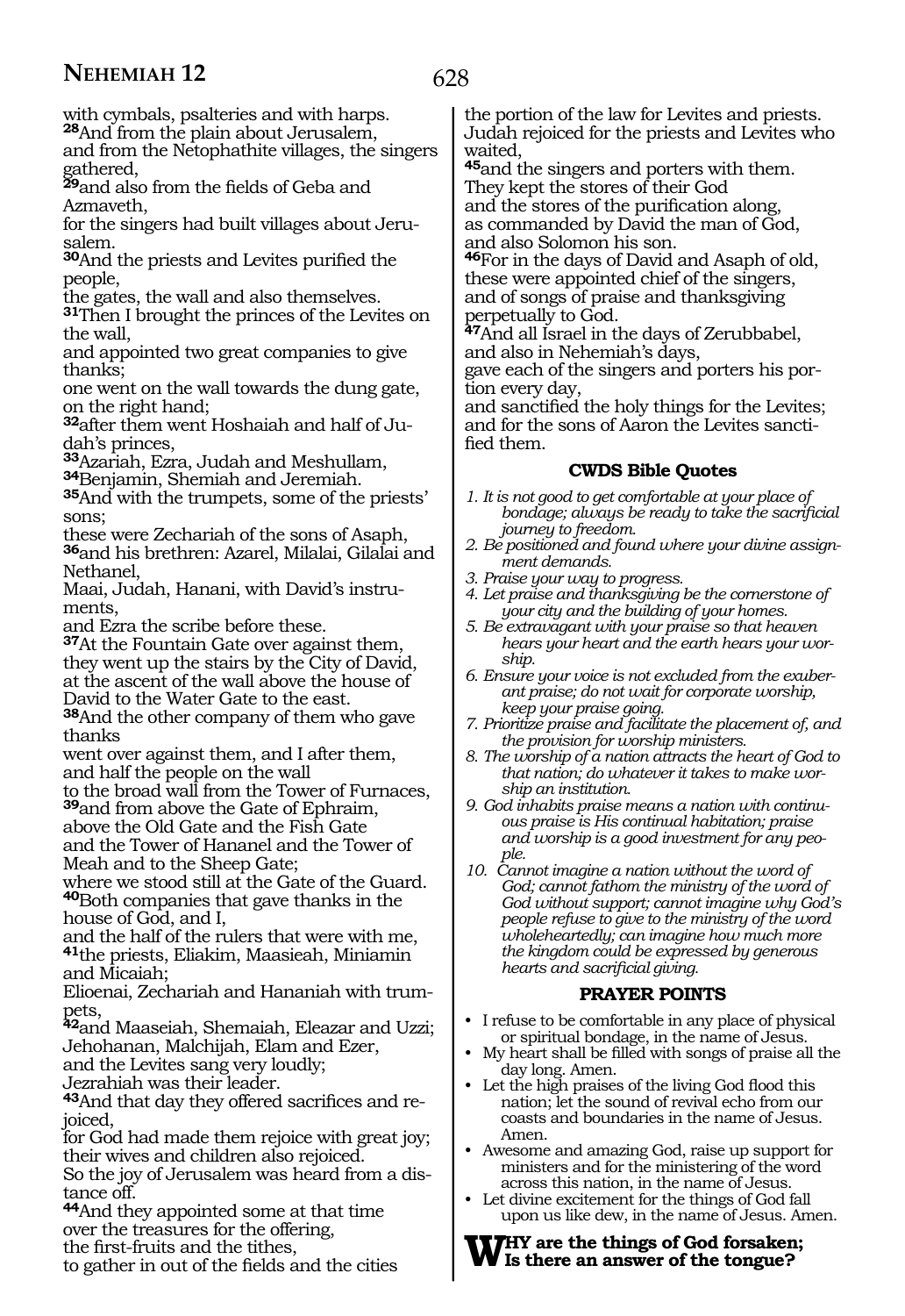with cymbals, psalteries and with harps.
**28**And from the plain about Jerusalem,
and from the Netophathite villages, the singers gathered,
**29**and also from the fields of Geba and Azmaveth,
for the singers had built villages about Jerusalem.
**30**And the priests and Levites purified the people,
the gates, the wall and also themselves.
**31**Then I brought the princes of the Levites on the wall,
and appointed two great companies to give thanks;
one went on the wall towards the dung gate, on the right hand;
**32**after them went Hoshaiah and half of Judah's princes,
**33**Azariah, Ezra, Judah and Meshullam,
**34**Benjamin, Shemiah and Jeremiah.
**35**And with the trumpets, some of the priests' sons;
these were Zechariah of the sons of Asaph,
**36**and his brethren: Azarel, Milalai, Gilalai and Nethanel,
Maai, Judah, Hanani, with David's instruments,
and Ezra the scribe before these.
**37**At the Fountain Gate over against them,
they went up the stairs by the City of David,
at the ascent of the wall above the house of David to the Water Gate to the east.
**38**And the other company of them who gave thanks
went over against them, and I after them,
and half the people on the wall
to the broad wall from the Tower of Furnaces,
**39**and from above the Gate of Ephraim,
above the Old Gate and the Fish Gate
and the Tower of Hananel and the Tower of Meah and to the Sheep Gate;
where we stood still at the Gate of the Guard.
**40**Both companies that gave thanks in the house of God, and I,
and the half of the rulers that were with me,
**41**the priests, Eliakim, Maasieah, Miniamin and Micaiah;
Elioenai, Zechariah and Hananiah with trumpets,
**42**and Maaseiah, Shemaiah, Eleazar and Uzzi;
Jehohanan, Malchijah, Elam and Ezer,
and the Levites sang very loudly;
Jezrahiah was their leader.
**43**And that day they offered sacrifices and rejoiced,
for God had made them rejoice with great joy;
their wives and children also rejoiced.
So the joy of Jerusalem was heard from a distance off.
**44**And they appointed some at that time
over the treasures for the offering,
the first-fruits and the tithes,
to gather in out of the fields and the cities
the portion of the law for Levites and priests.
Judah rejoiced for the priests and Levites who waited,
**45**and the singers and porters with them.
They kept the stores of their God
and the stores of the purification along,
as commanded by David the man of God,
and also Solomon his son.
**46**For in the days of David and Asaph of old,
these were appointed chief of the singers,
and of songs of praise and thanksgiving
perpetually to God.
**47**And all Israel in the days of Zerubbabel,
and also in Nehemiah's days,
gave each of the singers and porters his portion every day,
and sanctified the holy things for the Levites;
and for the sons of Aaron the Levites sanctified them.

### CWDS Bible Quotes

1. *It is not good to get comfortable at your place of bondage; always be ready to take the sacrificial journey to freedom.*
2. *Be positioned and found where your divine assignment demands.*
3. *Praise your way to progress.*
4. *Let praise and thanksgiving be the cornerstone of your city and the building of your homes.*
5. *Be extravagant with your praise so that heaven hears your heart and the earth hears your worship.*
6. *Ensure your voice is not excluded from the exuberant praise; do not wait for corporate worship, keep your praise going.*
7. *Prioritize praise and facilitate the placement of, and the provision for worship ministers.*
8. *The worship of a nation attracts the heart of God to that nation; do whatever it takes to make worship an institution.*
9. *God inhabits praise means a nation with continuous praise is His continual habitation; praise and worship is a good investment for any people.*
10. *Cannot imagine a nation without the word of God; cannot fathom the ministry of the word of God without support; cannot imagine why God's people refuse to give to the ministry of the word wholeheartedly; can imagine how much more the kingdom could be expressed by generous hearts and sacrificial giving.*

### PRAYER POINTS

- I refuse to be comfortable in any place of physical or spiritual bondage, in the name of Jesus.
- My heart shall be filled with songs of praise all the day long. Amen.
- Let the high praises of the living God flood this nation; let the sound of revival echo from our coasts and boundaries in the name of Jesus. Amen.
- Awesome and amazing God, raise up support for ministers and for the ministering of the word across this nation, in the name of Jesus.
- Let divine excitement for the things of God fall upon us like dew, in the name of Jesus. Amen.

**WHY are the things of God forsaken; Is there an answer of the tongue?**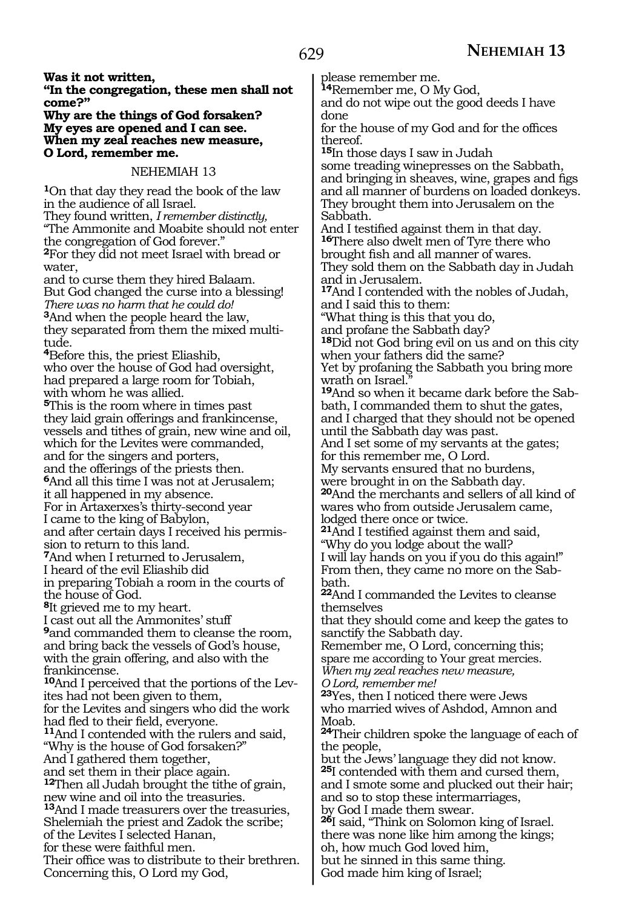**Was it not written,**
**"In the congregation, these men shall not come?"**
**Why are the things of God forsaken?**
**My eyes are opened and I can see.**
**When my zeal reaches new measure,**
**O Lord, remember me.**

NEHEMIAH 13

**1**On that day they read the book of the law
in the audience of all Israel.
They found written, *I remember distinctly,*
"The Ammonite and Moabite should not enter the congregation of God forever."
**2**For they did not meet Israel with bread or water,
and to curse them they hired Balaam.
But God changed the curse into a blessing!
*There was no harm that he could do!*
**3**And when the people heard the law,
they separated from them the mixed multitude.
**4**Before this, the priest Eliashib,
who over the house of God had oversight,
had prepared a large room for Tobiah,
with whom he was allied.
**5**This is the room where in times past
they laid grain offerings and frankincense,
vessels and tithes of grain, new wine and oil,
which for the Levites were commanded,
and for the singers and porters,
and the offerings of the priests then.
**6**And all this time I was not at Jerusalem;
it all happened in my absence.
For in Artaxerxes's thirty-second year
I came to the king of Babylon,
and after certain days I received his permission to return to this land.
**7**And when I returned to Jerusalem,
I heard of the evil Eliashib did
in preparing Tobiah a room in the courts of the house of God.
**8**It grieved me to my heart.
I cast out all the Ammonites' stuff
**9**and commanded them to cleanse the room,
and bring back the vessels of God's house,
with the grain offering, and also with the frankincense.
**10**And I perceived that the portions of the Levites had not been given to them,
for the Levites and singers who did the work
had fled to their field, everyone.
**11**And I contended with the rulers and said,
"Why is the house of God forsaken?"
And I gathered them together,
and set them in their place again.
**12**Then all Judah brought the tithe of grain,
new wine and oil into the treasuries.
**13**And I made treasurers over the treasuries,
Shelemiah the priest and Zadok the scribe;
of the Levites I selected Hanan,
for these were faithful men.
Their office was to distribute to their brethren.
Concerning this, O Lord my God,
please remember me.
**14**Remember me, O My God,
and do not wipe out the good deeds I have done
for the house of my God and for the offices thereof.
**15**In those days I saw in Judah
some treading winepresses on the Sabbath,
and bringing in sheaves, wine, grapes and figs
and all manner of burdens on loaded donkeys.
They brought them into Jerusalem on the Sabbath.
And I testified against them in that day.
**16**There also dwelt men of Tyre there who
brought fish and all manner of wares.
They sold them on the Sabbath day in Judah
and in Jerusalem.
**17**And I contended with the nobles of Judah,
and I said this to them:
"What thing is this that you do,
and profane the Sabbath day?
**18**Did not God bring evil on us and on this city
when your fathers did the same?
Yet by profaning the Sabbath you bring more wrath on Israel."
**19**And so when it became dark before the Sabbath, I commanded them to shut the gates,
and I charged that they should not be opened
until the Sabbath day was past.
And I set some of my servants at the gates;
for this remember me, O Lord.
My servants ensured that no burdens,
were brought in on the Sabbath day.
**20**And the merchants and sellers of all kind of wares who from outside Jerusalem came,
lodged there once or twice.
**21**And I testified against them and said,
"Why do you lodge about the wall?
I will lay hands on you if you do this again!"
From then, they came no more on the Sabbath.
**22**And I commanded the Levites to cleanse themselves
that they should come and keep the gates to sanctify the Sabbath day.
Remember me, O Lord, concerning this;
spare me according to Your great mercies.
*When my zeal reaches new measure,*
*O Lord, remember me!*
**23**Yes, then I noticed there were Jews
who married wives of Ashdod, Amnon and Moab.
**24**Their children spoke the language of each of the people,
but the Jews' language they did not know.
**25**I contended with them and cursed them,
and I smote some and plucked out their hair;
and so to stop these intermarriages,
by God I made them swear.
**26**I said, "Think on Solomon king of Israel.
there was none like him among the kings;
oh, how much God loved him,
but he sinned in this same thing.
God made him king of Israel;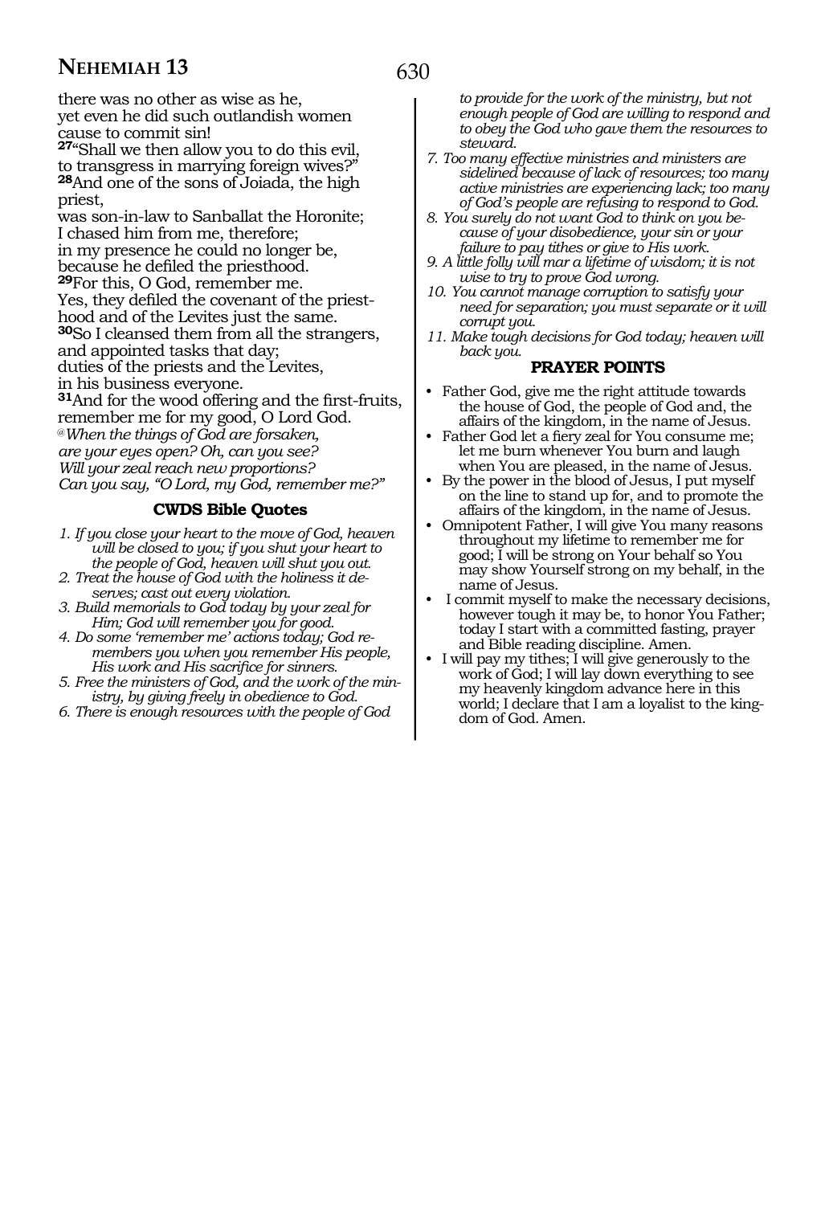there was no other as wise as he,
yet even he did such outlandish women
cause to commit sin!

**27**"Shall we then allow you to do this evil,
to transgress in marrying foreign wives?"

**28**And one of the sons of Joiada, the high priest,
was son-in-law to Sanballat the Horonite;
I chased him from me, therefore;
in my presence he could no longer be,
because he defiled the priesthood.

**29**For this, O God, remember me.
Yes, they defiled the covenant of the priesthood and of the Levites just the same.

**30**So I cleansed them from all the strangers,
and appointed tasks that day;
duties of the priests and the Levites,
in his business everyone.

**31**And for the wood offering and the first-fruits,
remember me for my good, O Lord God.

@*When the things of God are forsaken,*
*are your eyes open? Oh, can you see?*
*Will your zeal reach new proportions?*
*Can you say, "O Lord, my God, remember me?"*

### CWDS Bible Quotes

1. *If you close your heart to the move of God, heaven will be closed to you; if you shut your heart to the people of God, heaven will shut you out.*
2. *Treat the house of God with the holiness it deserves; cast out every violation.*
3. *Build memorials to God today by your zeal for Him; God will remember you for good.*
4. *Do some 'remember me' actions today; God remembers you when you remember His people, His work and His sacrifice for sinners.*
5. *Free the ministers of God, and the work of the ministry, by giving freely in obedience to God.*
6. *There is enough resources with the people of God to provide for the work of the ministry, but not enough people of God are willing to respond and to obey the God who gave them the resources to steward.*
7. *Too many effective ministries and ministers are sidelined because of lack of resources; too many active ministries are experiencing lack; too many of God's people are refusing to respond to God.*
8. *You surely do not want God to think on you because of your disobedience, your sin or your failure to pay tithes or give to His work.*
9. *A little folly will mar a lifetime of wisdom; it is not wise to try to prove God wrong.*
10. *You cannot manage corruption to satisfy your need for separation; you must separate or it will corrupt you.*
11. *Make tough decisions for God today; heaven will back you.*

### PRAYER POINTS

- Father God, give me the right attitude towards the house of God, the people of God and, the affairs of the kingdom, in the name of Jesus.
- Father God let a fiery zeal for You consume me; let me burn whenever You burn and laugh when You are pleased, in the name of Jesus.
- By the power in the blood of Jesus, I put myself on the line to stand up for, and to promote the affairs of the kingdom, in the name of Jesus.
- Omnipotent Father, I will give You many reasons throughout my lifetime to remember me for good; I will be strong on Your behalf so You may show Yourself strong on my behalf, in the name of Jesus.
- I commit myself to make the necessary decisions, however tough it may be, to honor You Father; today I start with a committed fasting, prayer and Bible reading discipline. Amen.
- I will pay my tithes; I will give generously to the work of God; I will lay down everything to see my heavenly kingdom advance here in this world; I declare that I am a loyalist to the kingdom of God. Amen.